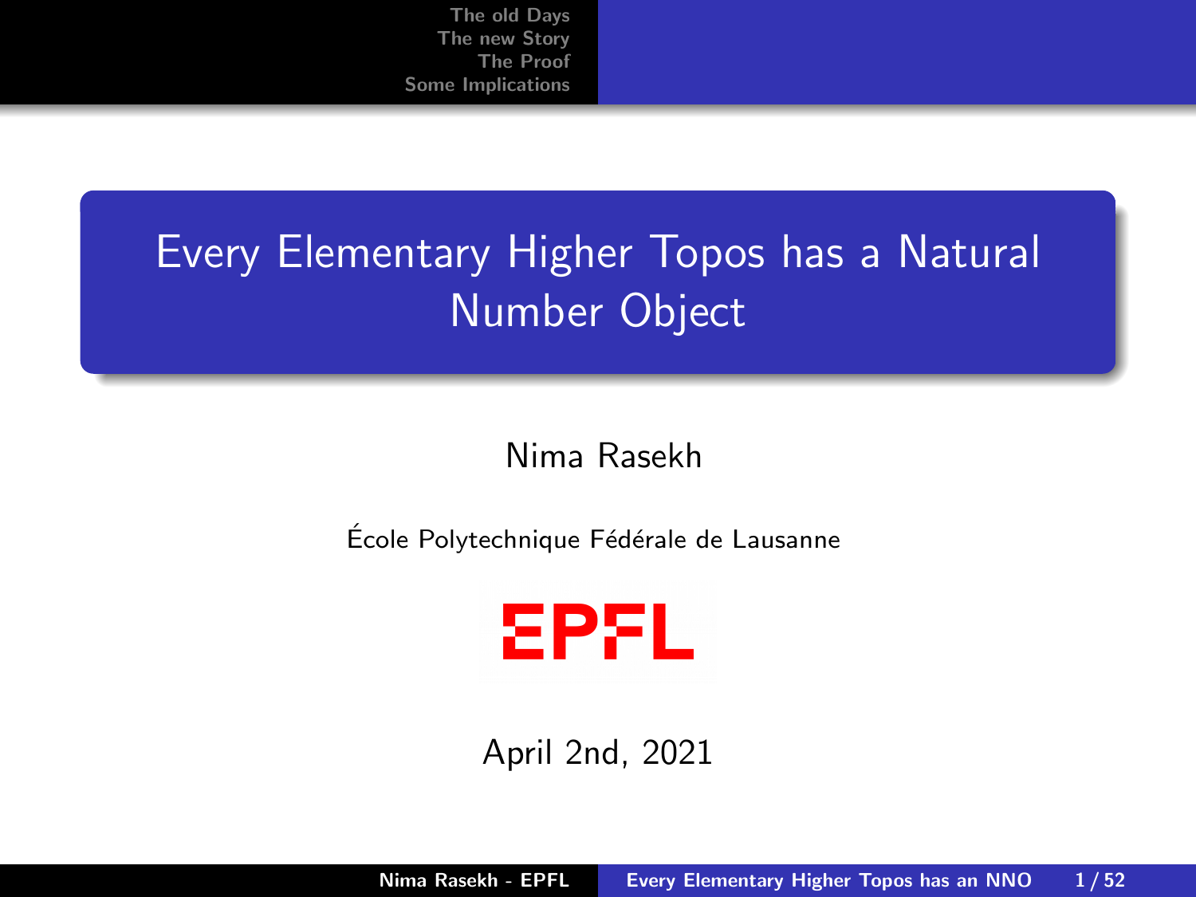# Every Elementary Higher Topos has a Natural Number Object

Nima Rasekh

École Polytechnique Fédérale de Lausanne

EPFL

April 2nd, 2021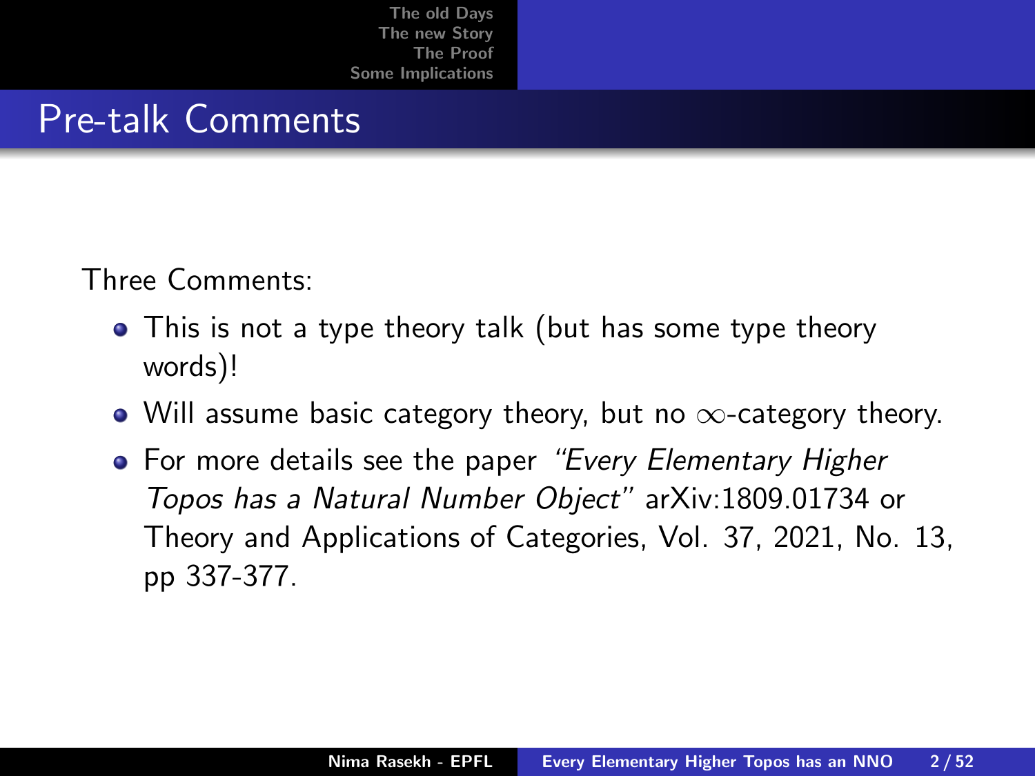## Pre-talk Comments

Three Comments:

- This is not a type theory talk (but has some type theory words)!
- Will assume basic category theory, but no $\infty$-category theory.
- For more details see the paper *"Every Elementary Higher Topos has a Natural Number Object"* arXiv:1809.01734 or Theory and Applications of Categories, Vol. 37, 2021, No. 13, pp 337-377.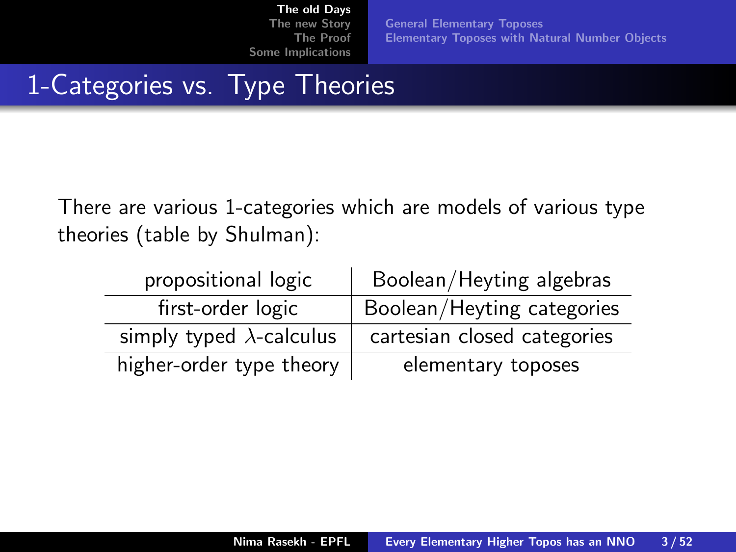# 1-Categories vs. Type Theories

There are various 1-categories which are models of various type theories (table by Shulman):

| propositional logic | Boolean/Heyting algebras |
|---|---|
| first-order logic | Boolean/Heyting categories |
| simply typed $\lambda$-calculus | cartesian closed categories |
| higher-order type theory | elementary toposes |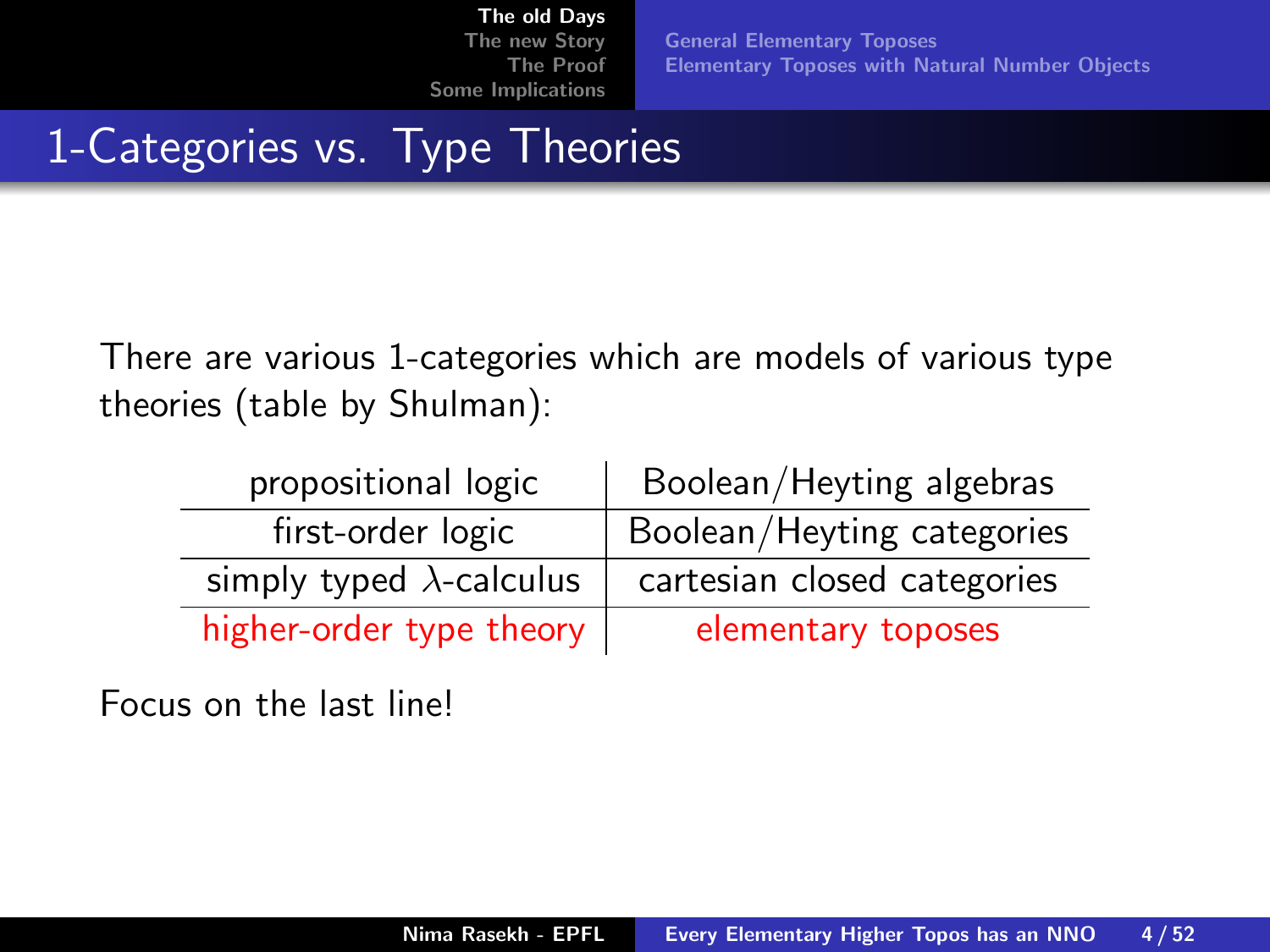# 1-Categories vs. Type Theories

There are various 1-categories which are models of various type theories (table by Shulman):

| propositional logic | Boolean/Heyting algebras |
|---|---|
| first-order logic | Boolean/Heyting categories |
| simply typed $\lambda$-calculus | cartesian closed categories |
| higher-order type theory | elementary toposes |

Focus on the last line!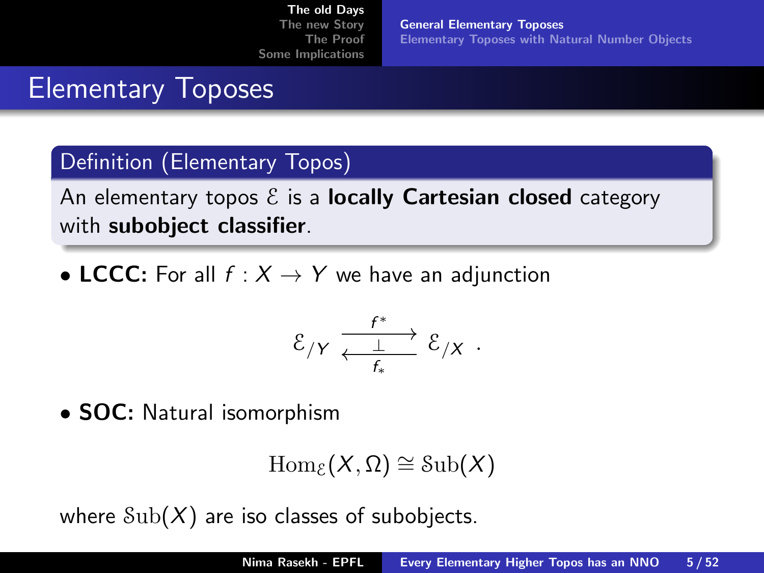# Elementary Toposes

**Definition (Elementary Topos)**

An elementary topos $\mathcal{E}$ is a **locally Cartesian closed** category with **subobject classifier**.

- **LCCC:** For all $f : X \to Y$ we have an adjunction

$$\mathcal{E}_{/Y} \underset{f_*}{\overset{f^*}{\underset{\longleftarrow}{\overset{\longrightarrow}{\bot}}}} \mathcal{E}_{/X} \; .$$

- **SOC:** Natural isomorphism

$$\mathrm{Hom}_{\mathcal{E}}(X, \Omega) \cong \mathcal{S}\mathrm{ub}(X)$$

where $\mathcal{S}\mathrm{ub}(X)$ are iso classes of subobjects.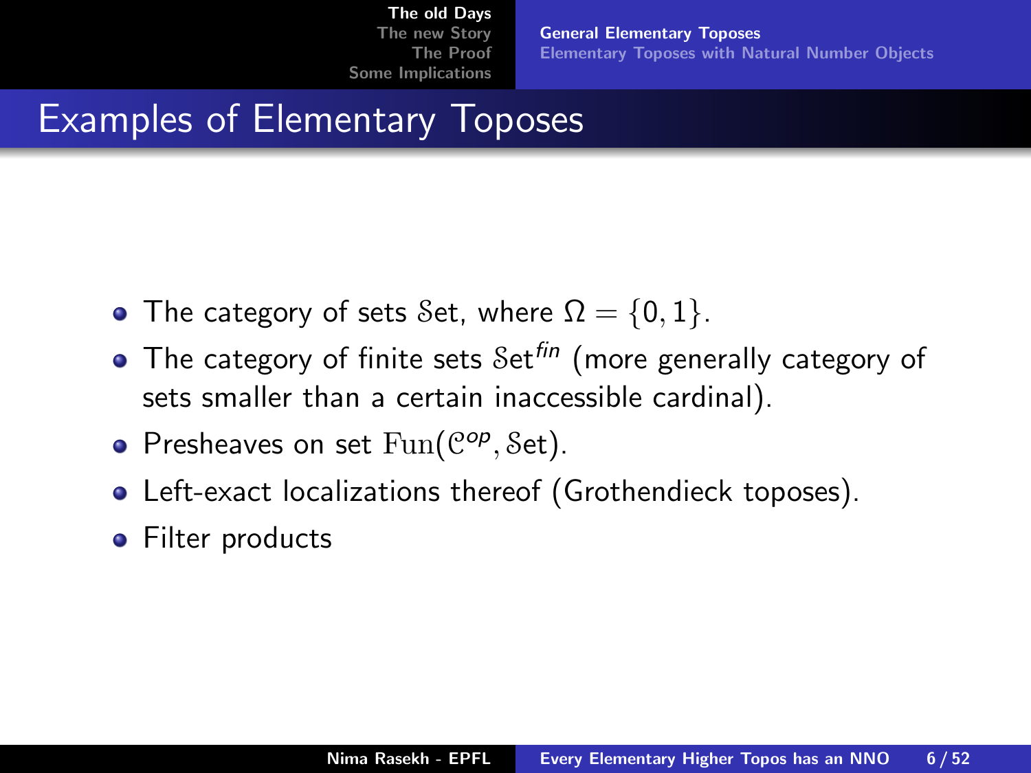# Examples of Elementary Toposes

- The category of sets $\mathcal{S}\mathrm{et}$, where $\Omega = \{0, 1\}$.
- The category of finite sets $\mathcal{S}\mathrm{et}^{fin}$ (more generally category of sets smaller than a certain inaccessible cardinal).
- Presheaves on set $\mathrm{Fun}(\mathcal{C}^{op}, \mathcal{S}\mathrm{et})$.
- Left-exact localizations thereof (Grothendieck toposes).
- Filter products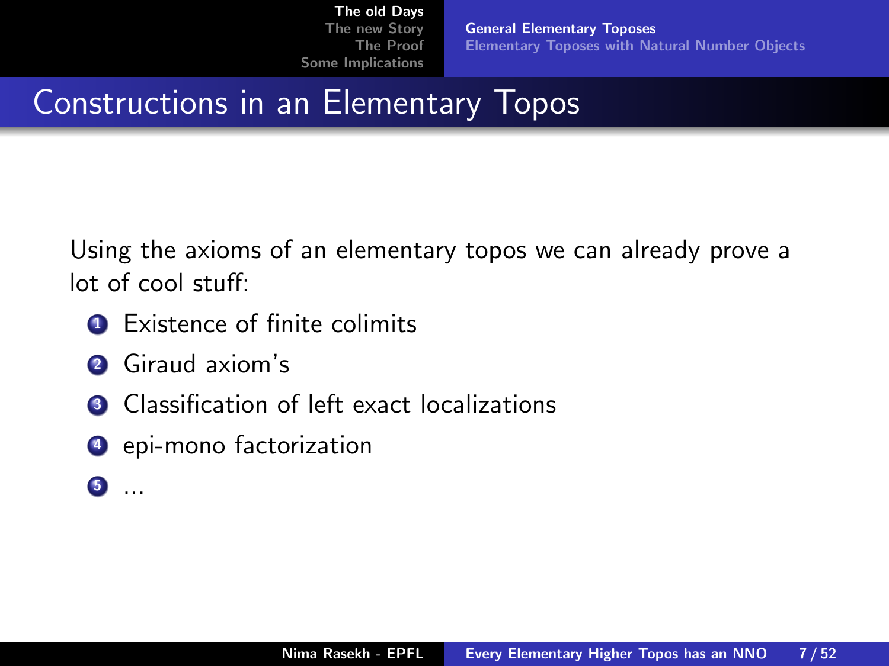# Constructions in an Elementary Topos

Using the axioms of an elementary topos we can already prove a lot of cool stuff:

1. Existence of finite colimits
2. Giraud axiom's
3. Classification of left exact localizations
4. epi-mono factorization
5. ...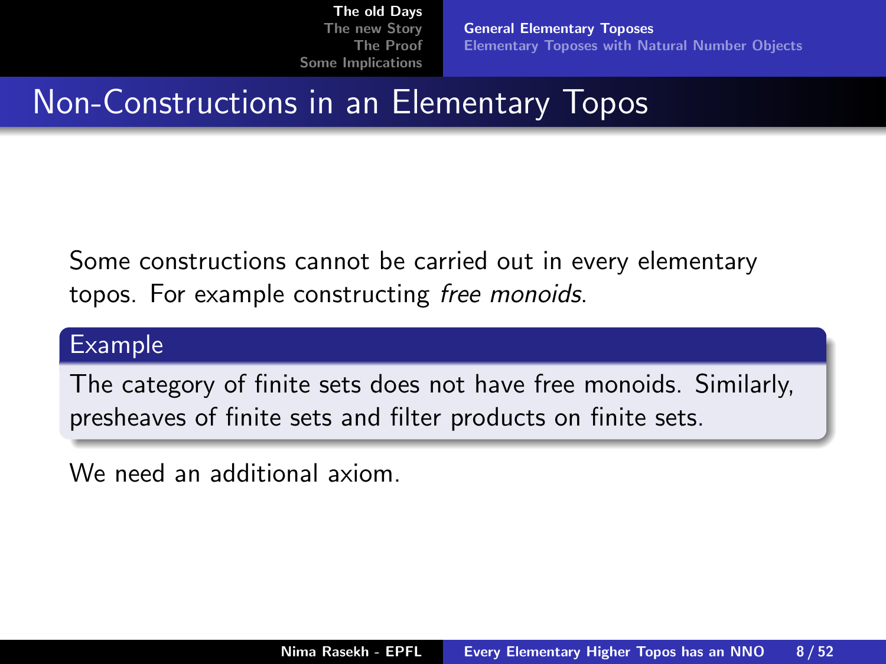# Non-Constructions in an Elementary Topos

Some constructions cannot be carried out in every elementary topos. For example constructing *free monoids*.

**Example**

The category of finite sets does not have free monoids. Similarly, presheaves of finite sets and filter products on finite sets.

We need an additional axiom.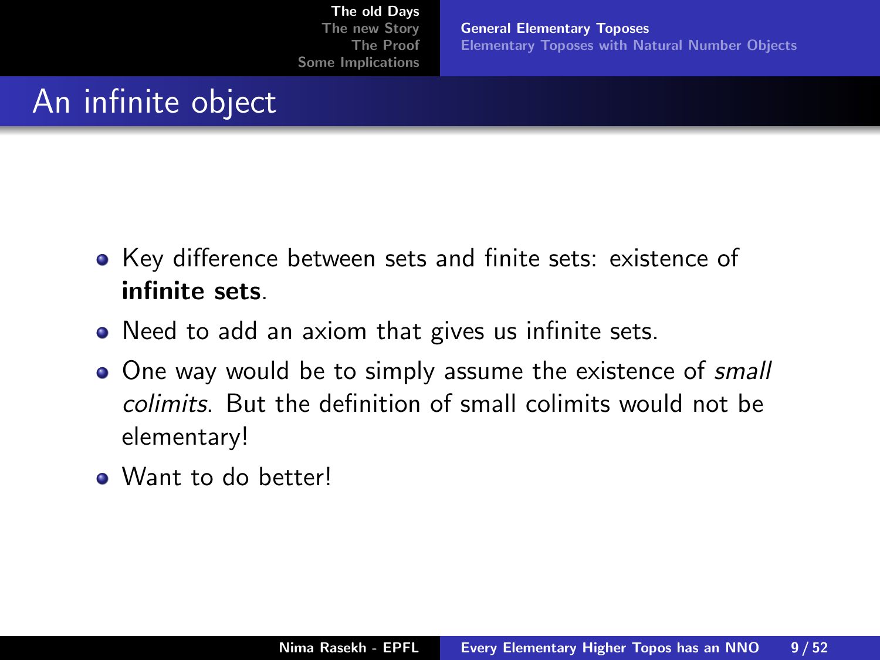## An infinite object

- Key difference between sets and finite sets: existence of **infinite sets**.
- Need to add an axiom that gives us infinite sets.
- One way would be to simply assume the existence of *small colimits*. But the definition of small colimits would not be elementary!
- Want to do better!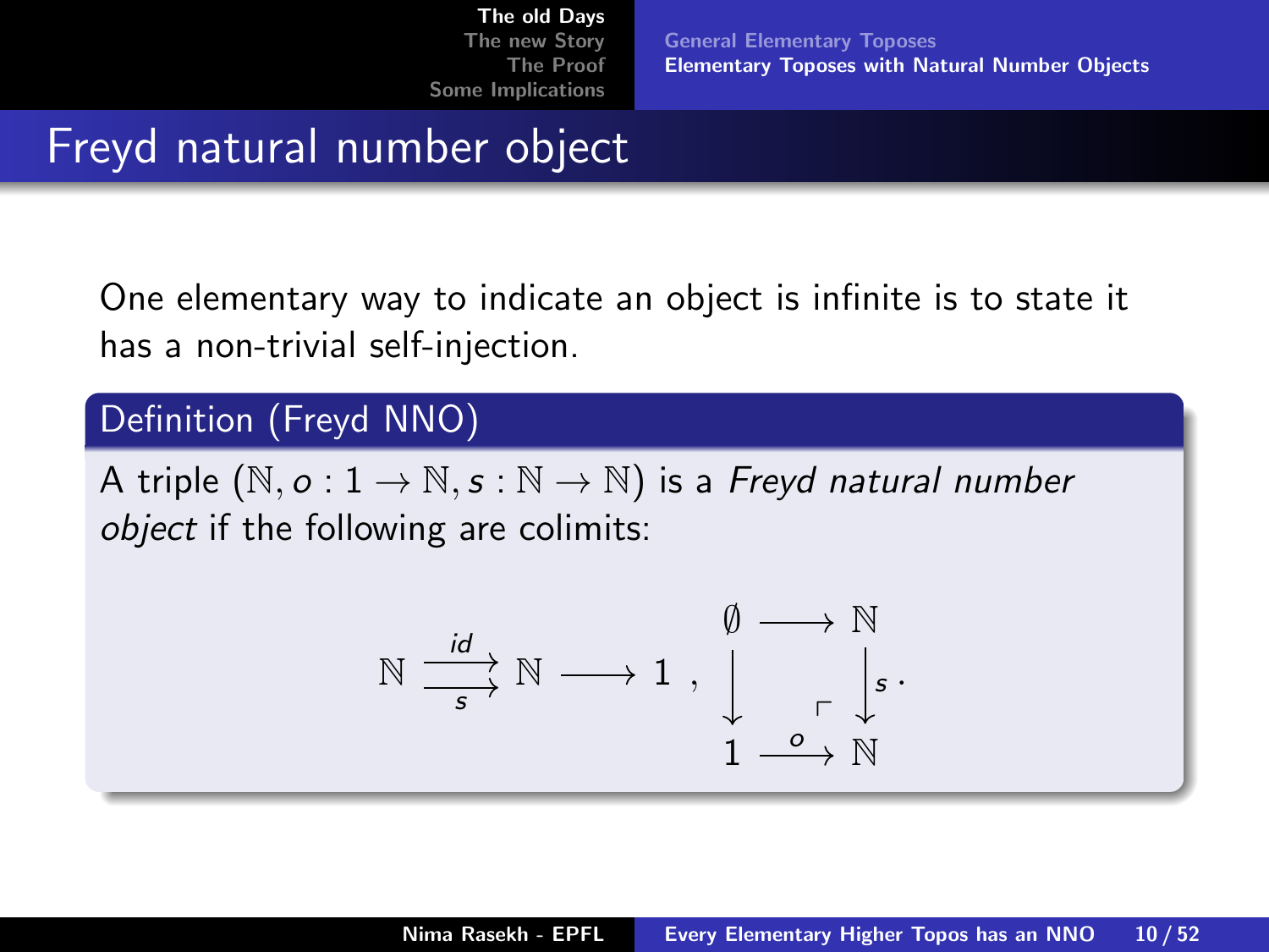# Freyd natural number object

One elementary way to indicate an object is infinite is to state it has a non-trivial self-injection.

**Definition (Freyd NNO)**

A triple $(\mathbb{N}, o : 1 \to \mathbb{N}, s : \mathbb{N} \to \mathbb{N})$ is a *Freyd natural number object* if the following are colimits:

$$
\mathbb{N} \underset{s}{\overset{id}{\rightrightarrows}} \mathbb{N} \longrightarrow 1 \ , \quad
\begin{array}{ccc}
\emptyset & \longrightarrow & \mathbb{N} \\
\downarrow & & \downarrow{\scriptstyle s} \\
1 & \xrightarrow{o} & \mathbb{N}
\end{array} \ .
$$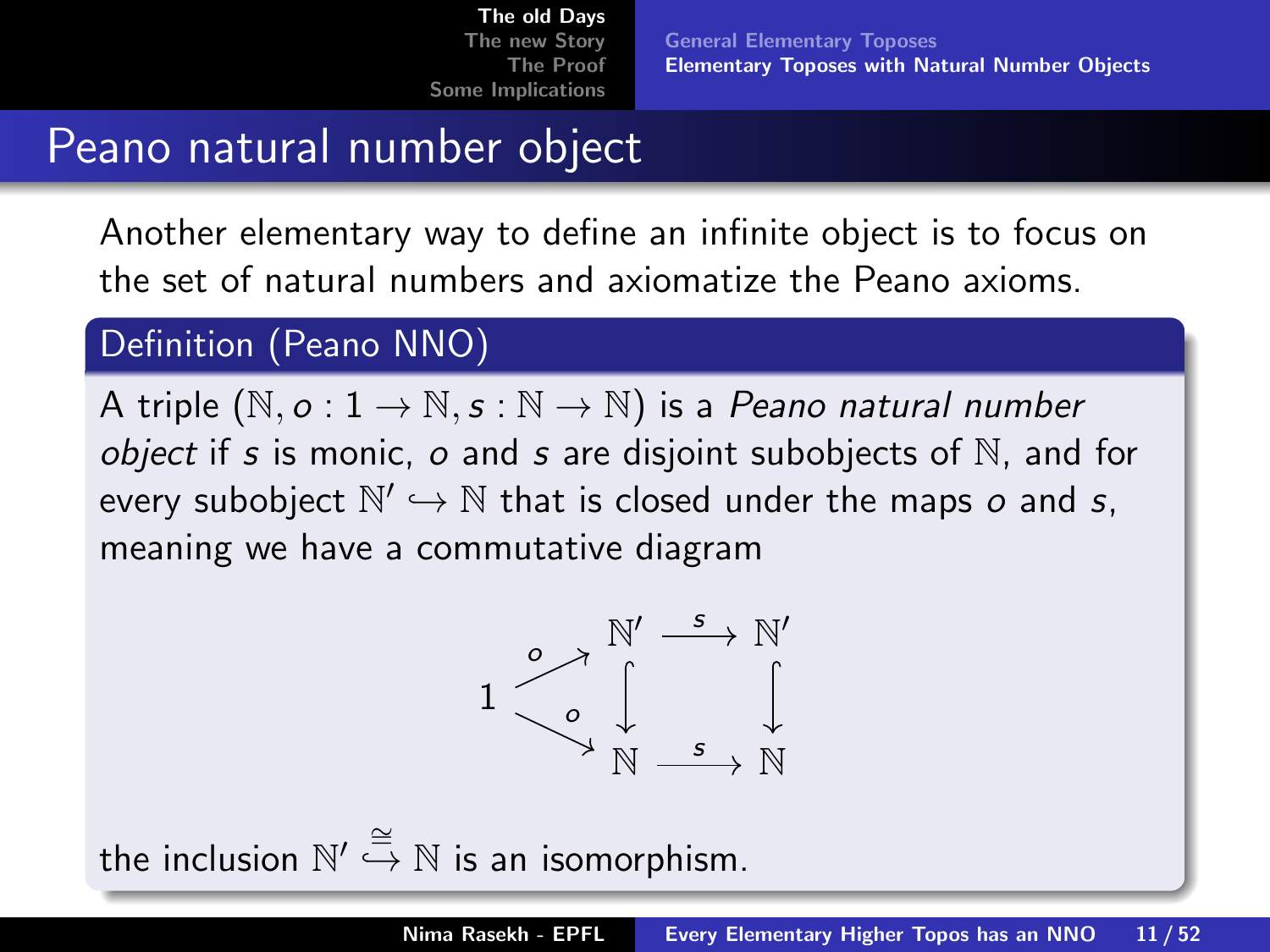# Peano natural number object

Another elementary way to define an infinite object is to focus on the set of natural numbers and axiomatize the Peano axioms.

## Definition (Peano NNO)

A triple $(\mathbb{N}, o : 1 \to \mathbb{N}, s : \mathbb{N} \to \mathbb{N})$ is a *Peano natural number object* if $s$ is monic, $o$ and $s$ are disjoint subobjects of $\mathbb{N}$, and for every subobject $\mathbb{N}' \hookrightarrow \mathbb{N}$ that is closed under the maps $o$ and $s$, meaning we have a commutative diagram

$$
\begin{array}{ccccc}
 & \overset{o}{\nearrow} & \mathbb{N}' & \xrightarrow{s} & \mathbb{N}' \\
1 & & \downarrow & & \downarrow \\
 & \underset{o}{\searrow} & \mathbb{N} & \xrightarrow{s} & \mathbb{N}
\end{array}
$$

the inclusion $\mathbb{N}' \overset{\cong}{\hookrightarrow} \mathbb{N}$ is an isomorphism.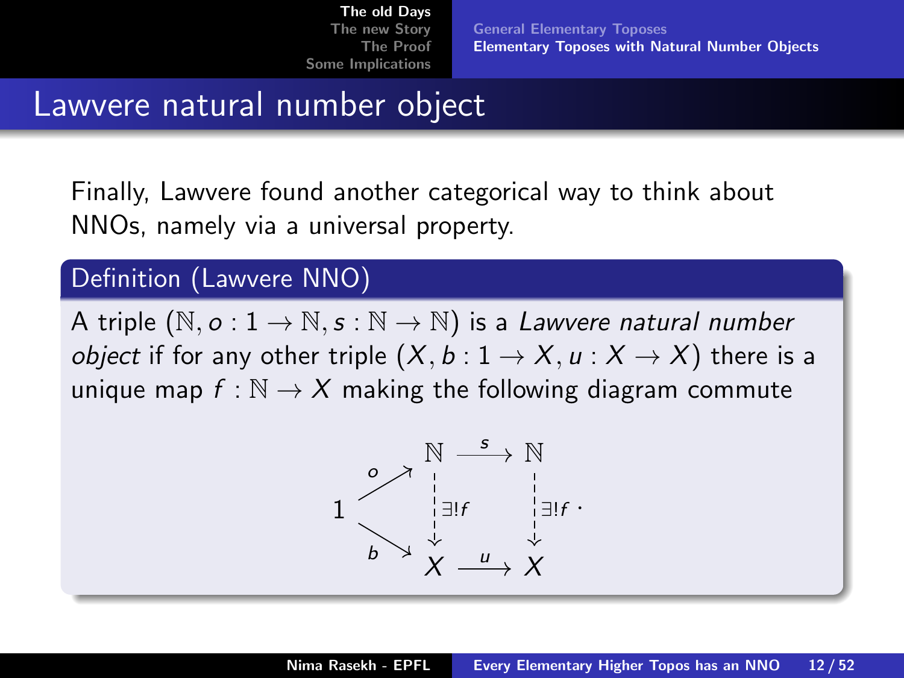# Lawvere natural number object

Finally, Lawvere found another categorical way to think about NNOs, namely via a universal property.

**Definition (Lawvere NNO)**

A triple $(\mathbb{N}, o : 1 \to \mathbb{N}, s : \mathbb{N} \to \mathbb{N})$ is a *Lawvere natural number object* if for any other triple $(X, b : 1 \to X, u : X \to X)$ there is a unique map $f : \mathbb{N} \to X$ making the following diagram commute

$$
\begin{array}{ccccc}
 & & \mathbb{N} & \xrightarrow{s} & \mathbb{N} \\
 & \overset{o}{\nearrow} & \Big\downarrow{\scriptstyle \exists! f} & & \Big\downarrow{\scriptstyle \exists! f} \\
1 & & & & \\
 & \underset{b}{\searrow} & & & \\
 & & X & \xrightarrow{u} & X
\end{array}
.
$$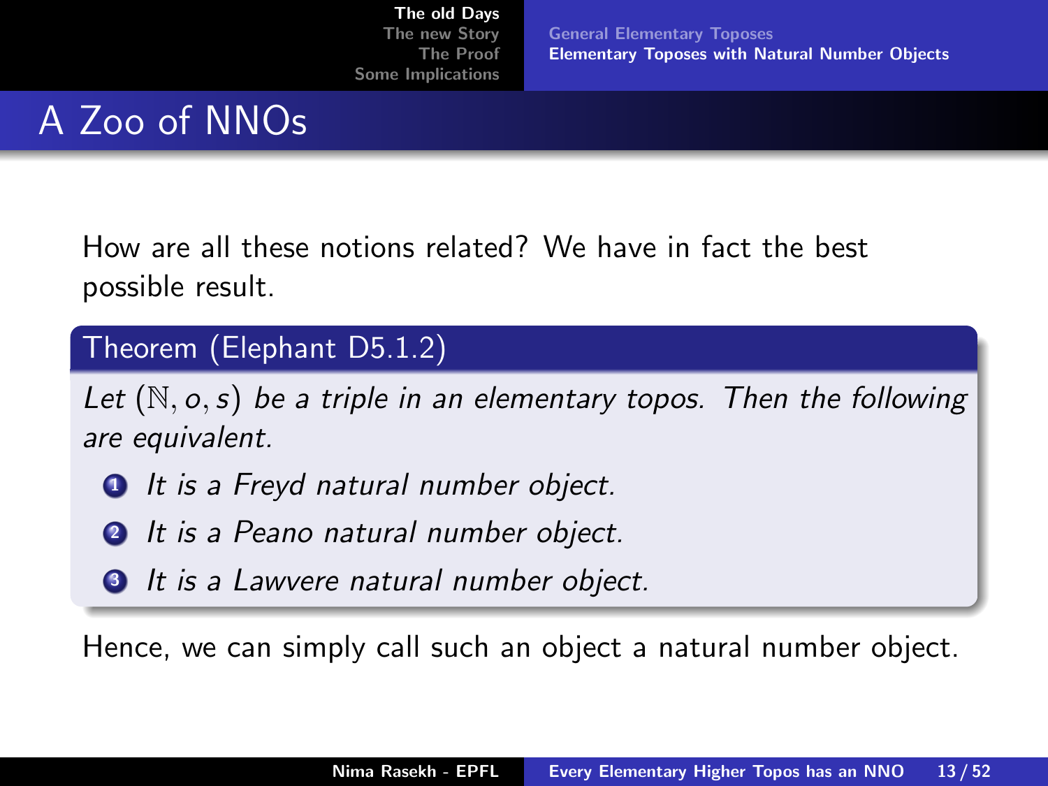# A Zoo of NNOs

How are all these notions related? We have in fact the best possible result.

**Theorem (Elephant D5.1.2)**

*Let $(\mathbb{N}, o, s)$ be a triple in an elementary topos. Then the following are equivalent.*

1. *It is a Freyd natural number object.*
2. *It is a Peano natural number object.*
3. *It is a Lawvere natural number object.*

Hence, we can simply call such an object a natural number object.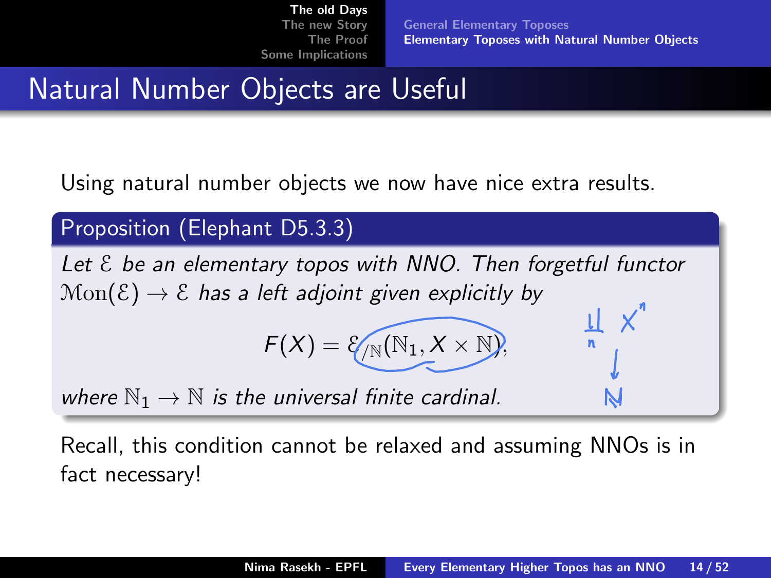# Natural Number Objects are Useful

Using natural number objects we now have nice extra results.

**Proposition (Elephant D5.3.3)**

*Let $\mathcal{E}$ be an elementary topos with NNO. Then forgetful functor $\mathcal{M}\mathrm{on}(\mathcal{E}) \to \mathcal{E}$ has a left adjoint given explicitly by*

$$F(X) = \mathcal{E}_{/\mathbb{N}}(\mathbb{N}_1, X \times \mathbb{N}),$$

*where $\mathbb{N}_1 \to \mathbb{N}$ is the universal finite cardinal.*

Recall, this condition cannot be relaxed and assuming NNOs is in fact necessary!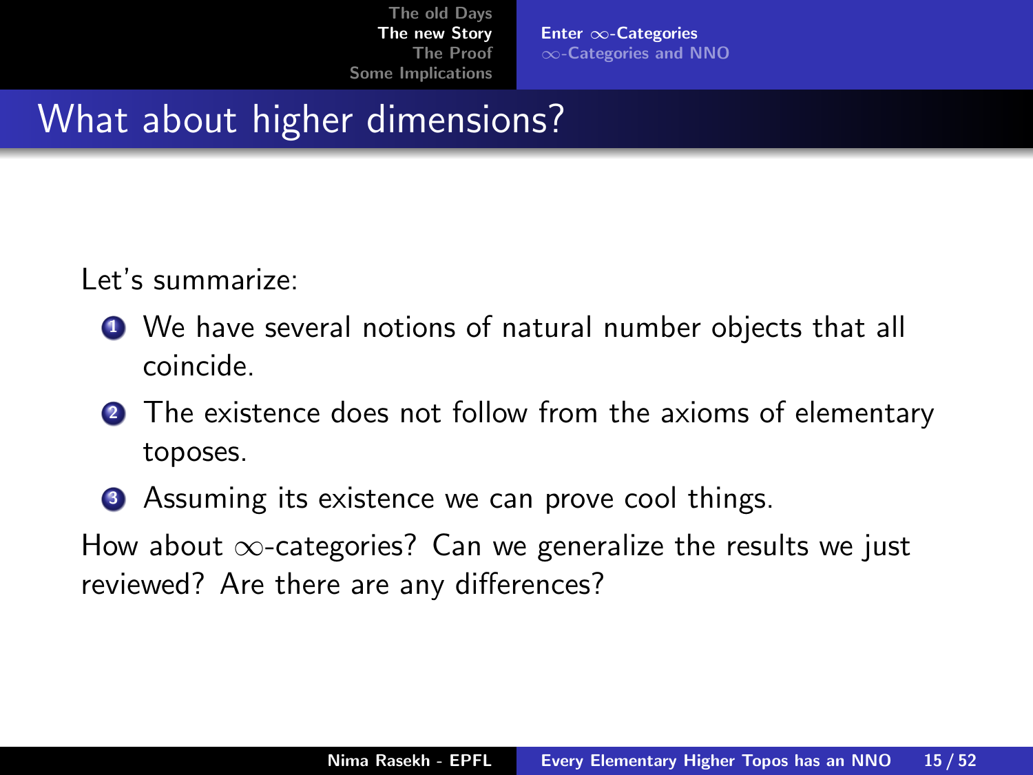# What about higher dimensions?

Let's summarize:

1. We have several notions of natural number objects that all coincide.
2. The existence does not follow from the axioms of elementary toposes.
3. Assuming its existence we can prove cool things.

How about $\infty$-categories? Can we generalize the results we just reviewed? Are there are any differences?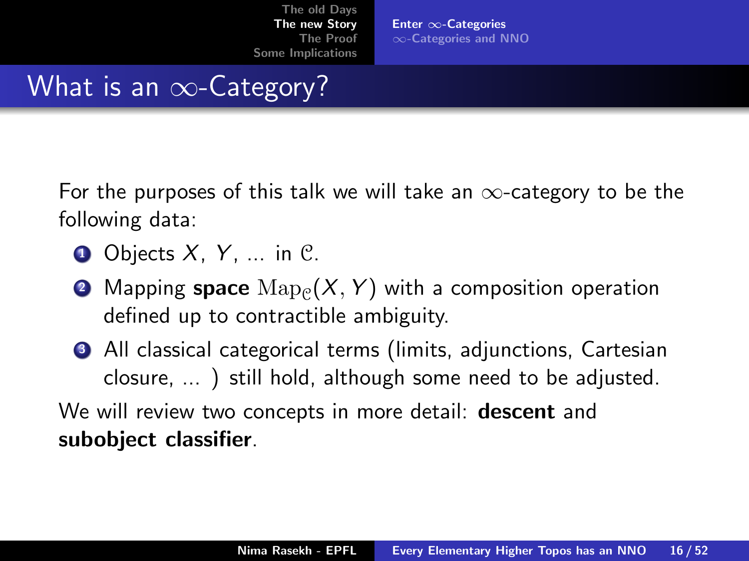# What is an $\infty$-Category?

For the purposes of this talk we will take an $\infty$-category to be the following data:

1. Objects $X$, $Y$, ... in $\mathcal{C}$.
2. Mapping **space** $\mathrm{Map}_{\mathcal{C}}(X, Y)$ with a composition operation defined up to contractible ambiguity.
3. All classical categorical terms (limits, adjunctions, Cartesian closure, ... ) still hold, although some need to be adjusted.

We will review two concepts in more detail: **descent** and **subobject classifier**.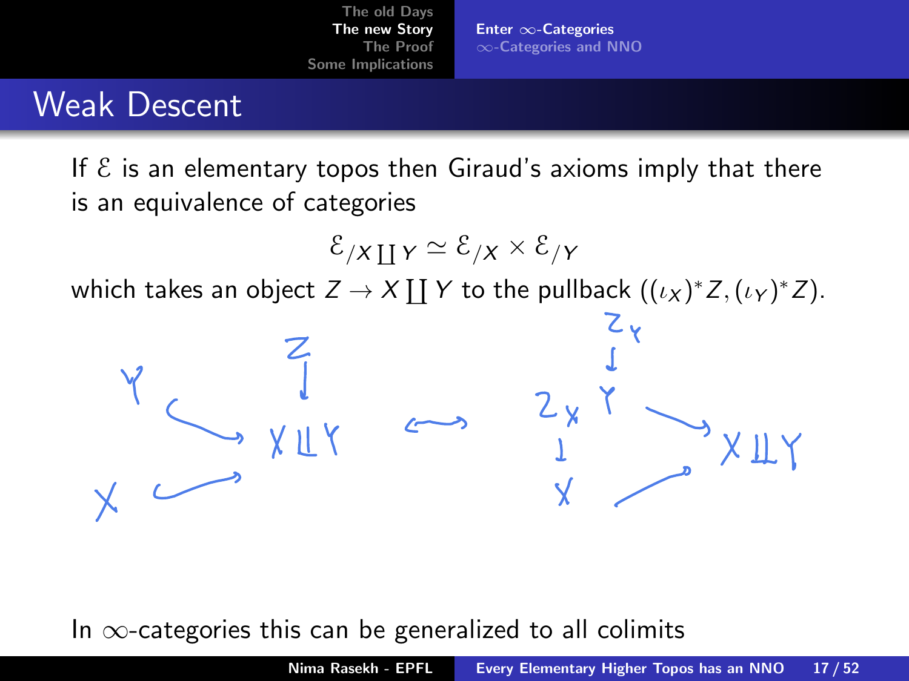# Weak Descent

If $\mathcal{E}$ is an elementary topos then Giraud's axioms imply that there is an equivalence of categories

$$\mathcal{E}_{/X \coprod Y} \simeq \mathcal{E}_{/X} \times \mathcal{E}_{/Y}$$

which takes an object $Z \to X \coprod Y$ to the pullback $((\iota_X)^* Z, (\iota_Y)^* Z)$.

In $\infty$-categories this can be generalized to all colimits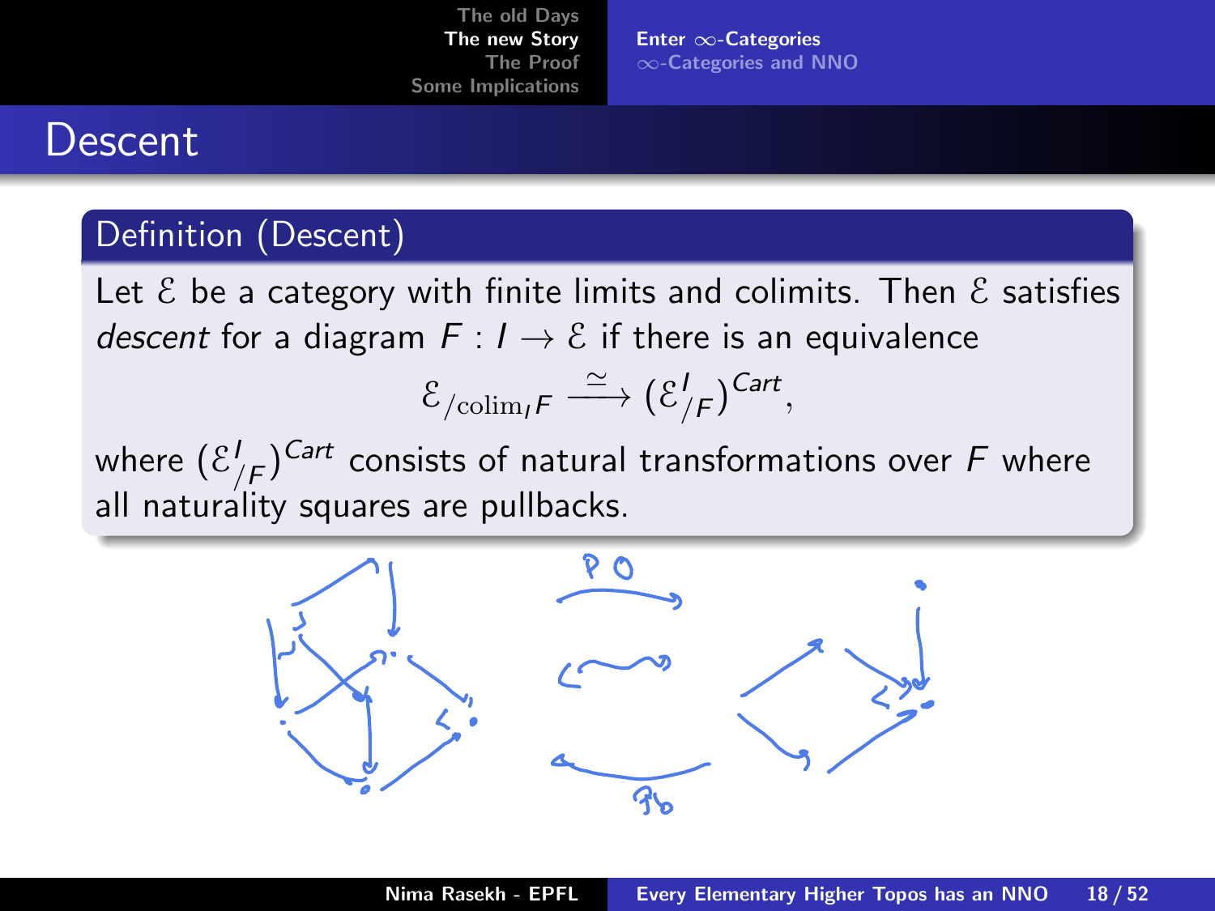# Descent

**Definition (Descent)**

Let $\mathcal{E}$ be a category with finite limits and colimits. Then $\mathcal{E}$ satisfies *descent* for a diagram $F : I \to \mathcal{E}$ if there is an equivalence

$$\mathcal{E}_{/\mathrm{colim}_I F} \xrightarrow{\simeq} (\mathcal{E}^I_{/F})^{Cart},$$

where $(\mathcal{E}^I_{/F})^{Cart}$ consists of natural transformations over $F$ where all naturality squares are pullbacks.

PO

Pb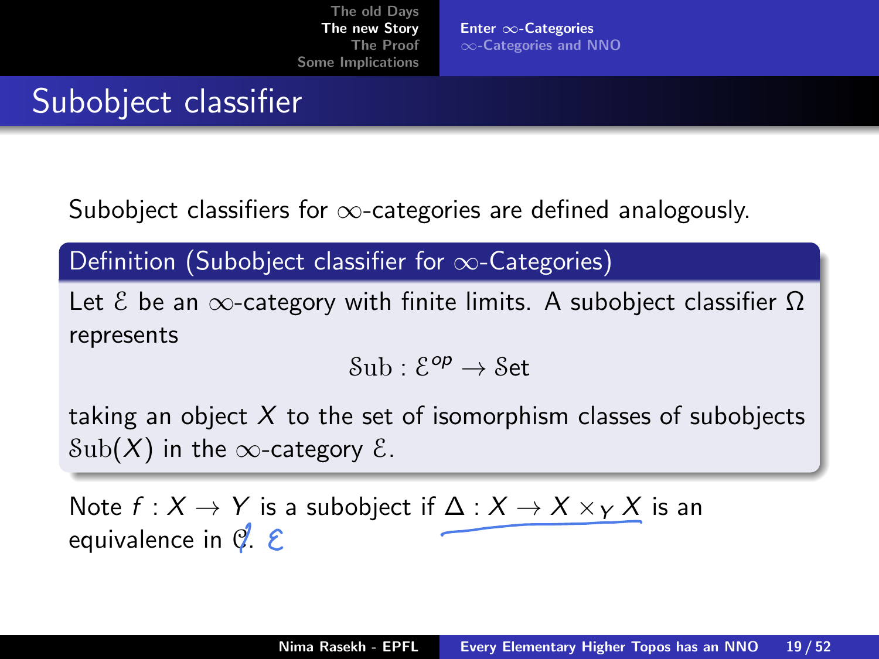# Subobject classifier

Subobject classifiers for $\infty$-categories are defined analogously.

**Definition (Subobject classifier for $\infty$-Categories)**

Let $\mathcal{E}$ be an $\infty$-category with finite limits. A subobject classifier $\Omega$ represents

$$\mathcal{S}\mathrm{ub} : \mathcal{E}^{op} \to \mathcal{S}\mathrm{et}$$

taking an object $X$ to the set of isomorphism classes of subobjects $\mathcal{S}\mathrm{ub}(X)$ in the $\infty$-category $\mathcal{E}$.

Note $f : X \to Y$ is a subobject if $\Delta : X \to X \times_Y X$ is an equivalence in $\mathcal{C}$. $\mathcal{E}$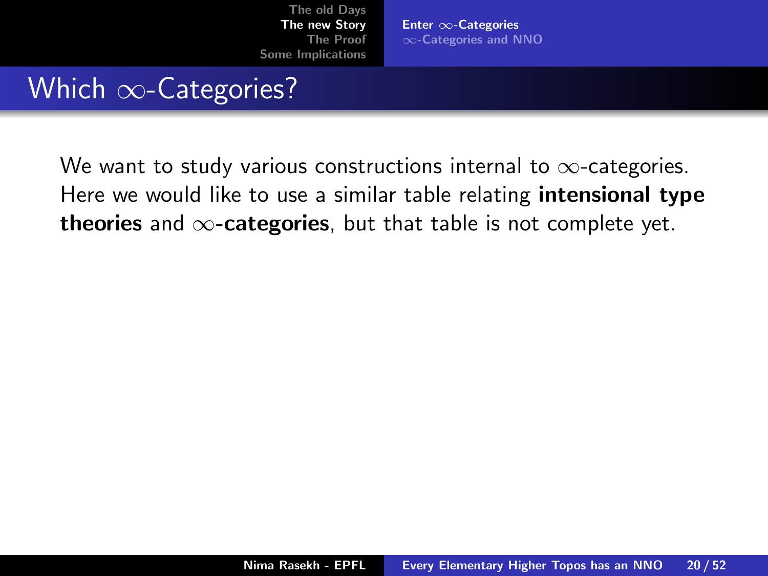# Which $\infty$-Categories?

We want to study various constructions internal to $\infty$-categories. Here we would like to use a similar table relating **intensional type theories** and **$\infty$-categories**, but that table is not complete yet.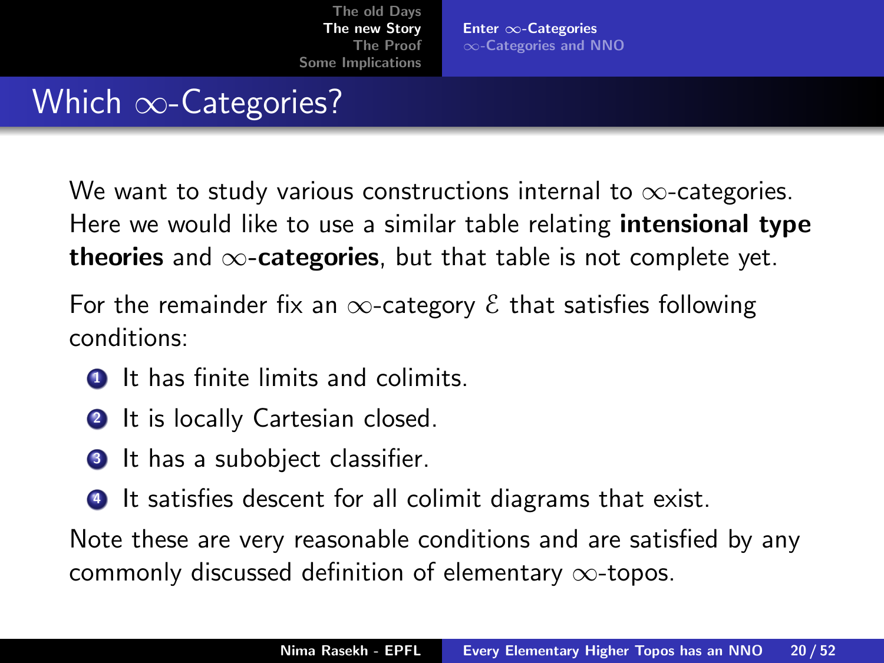# Which $\infty$-Categories?

We want to study various constructions internal to $\infty$-categories. Here we would like to use a similar table relating **intensional type theories** and $\infty$**-categories**, but that table is not complete yet.

For the remainder fix an $\infty$-category $\mathcal{E}$ that satisfies following conditions:

1. It has finite limits and colimits.
2. It is locally Cartesian closed.
3. It has a subobject classifier.
4. It satisfies descent for all colimit diagrams that exist.

Note these are very reasonable conditions and are satisfied by any commonly discussed definition of elementary $\infty$-topos.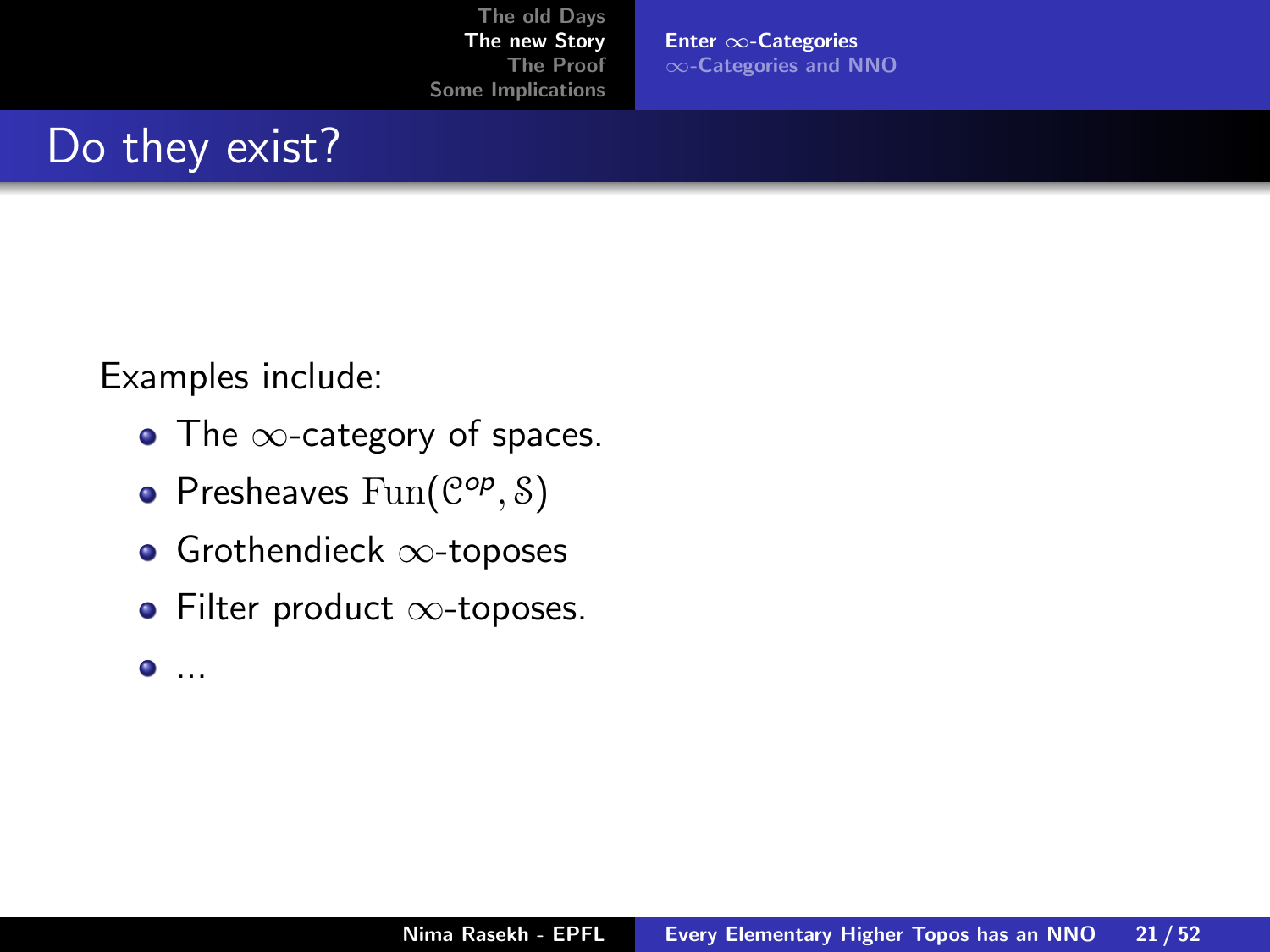# Do they exist?

Examples include:

- The $\infty$-category of spaces.
- Presheaves $\mathrm{Fun}(\mathcal{C}^{op}, \mathcal{S})$
- Grothendieck $\infty$-toposes
- Filter product $\infty$-toposes.
- ...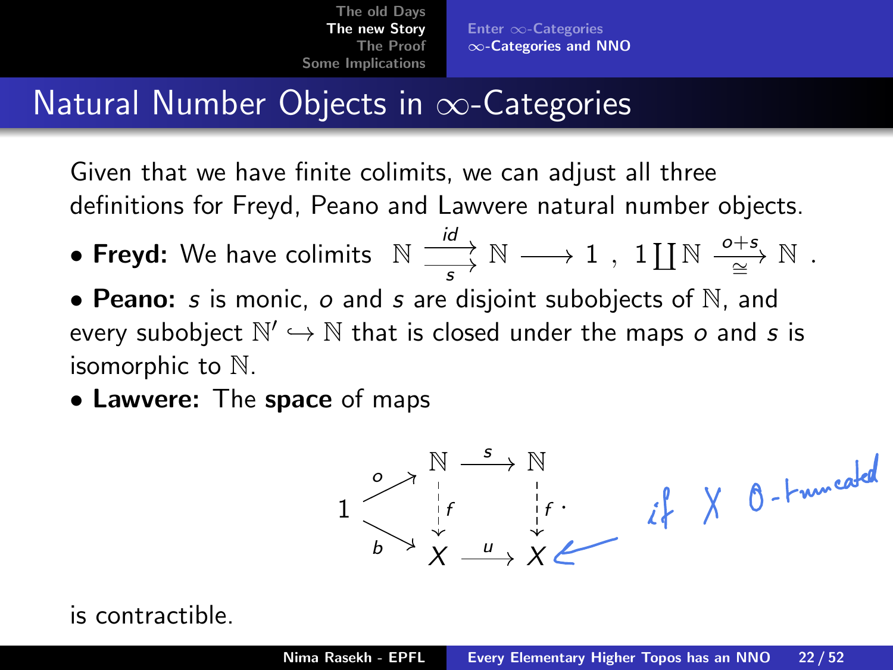# Natural Number Objects in $\infty$-Categories

Given that we have finite colimits, we can adjust all three definitions for Freyd, Peano and Lawvere natural number objects.

- **Freyd:** We have colimits $\mathbb{N} \underset{s}{\overset{id}{\rightrightarrows}} \mathbb{N} \longrightarrow 1$ , $1 \coprod \mathbb{N} \xrightarrow[\cong]{o+s} \mathbb{N}$ .
- **Peano:** $s$ is monic, $o$ and $s$ are disjoint subobjects of $\mathbb{N}$, and every subobject $\mathbb{N}' \hookrightarrow \mathbb{N}$ that is closed under the maps $o$ and $s$ is isomorphic to $\mathbb{N}$.
- **Lawvere:** The **space** of maps

$$
\begin{array}{ccccc}
 & & \mathbb{N} & \xrightarrow{s} & \mathbb{N} \\
 & \overset{o}{\nearrow} & \Big\downarrow f & & \Big\downarrow f \\
1 & & & & \\
 & \underset{b}{\searrow} & X & \xrightarrow{u} & X
\end{array}
$$

if $X$ 0-truncated

is contractible.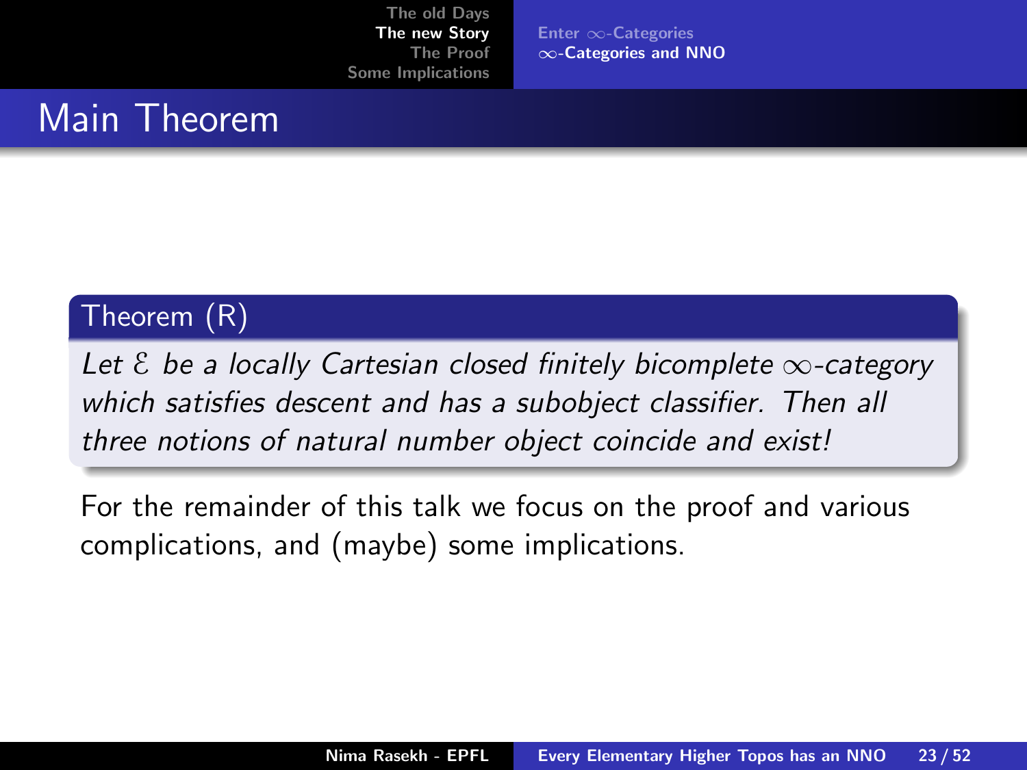# Main Theorem

**Theorem (R)**

*Let $\mathcal{E}$ be a locally Cartesian closed finitely bicomplete $\infty$-category which satisfies descent and has a subobject classifier. Then all three notions of natural number object coincide and exist!*

For the remainder of this talk we focus on the proof and various complications, and (maybe) some implications.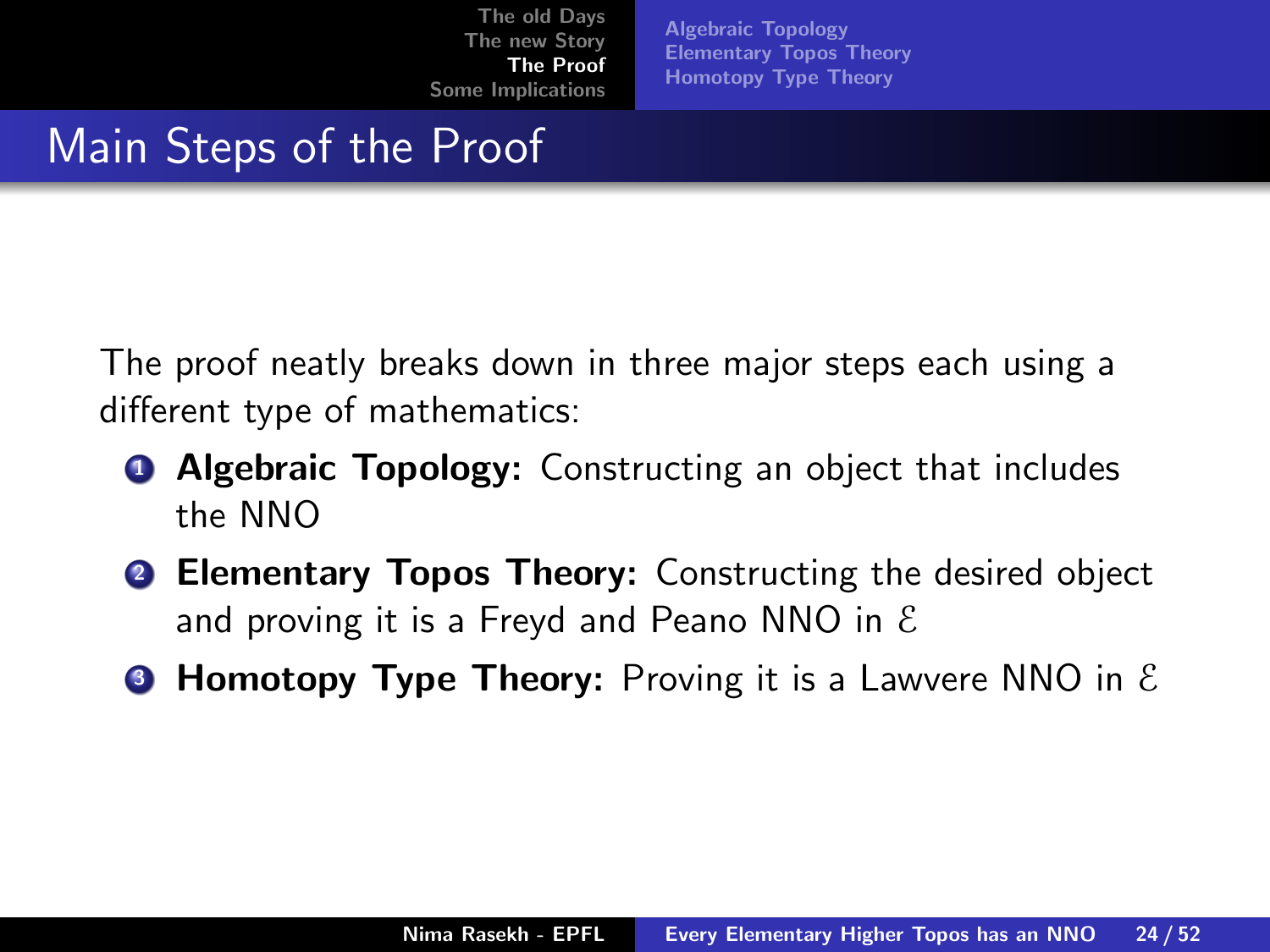# Main Steps of the Proof

The proof neatly breaks down in three major steps each using a different type of mathematics:

1. **Algebraic Topology:** Constructing an object that includes the NNO
2. **Elementary Topos Theory:** Constructing the desired object and proving it is a Freyd and Peano NNO in $\mathcal{E}$
3. **Homotopy Type Theory:** Proving it is a Lawvere NNO in $\mathcal{E}$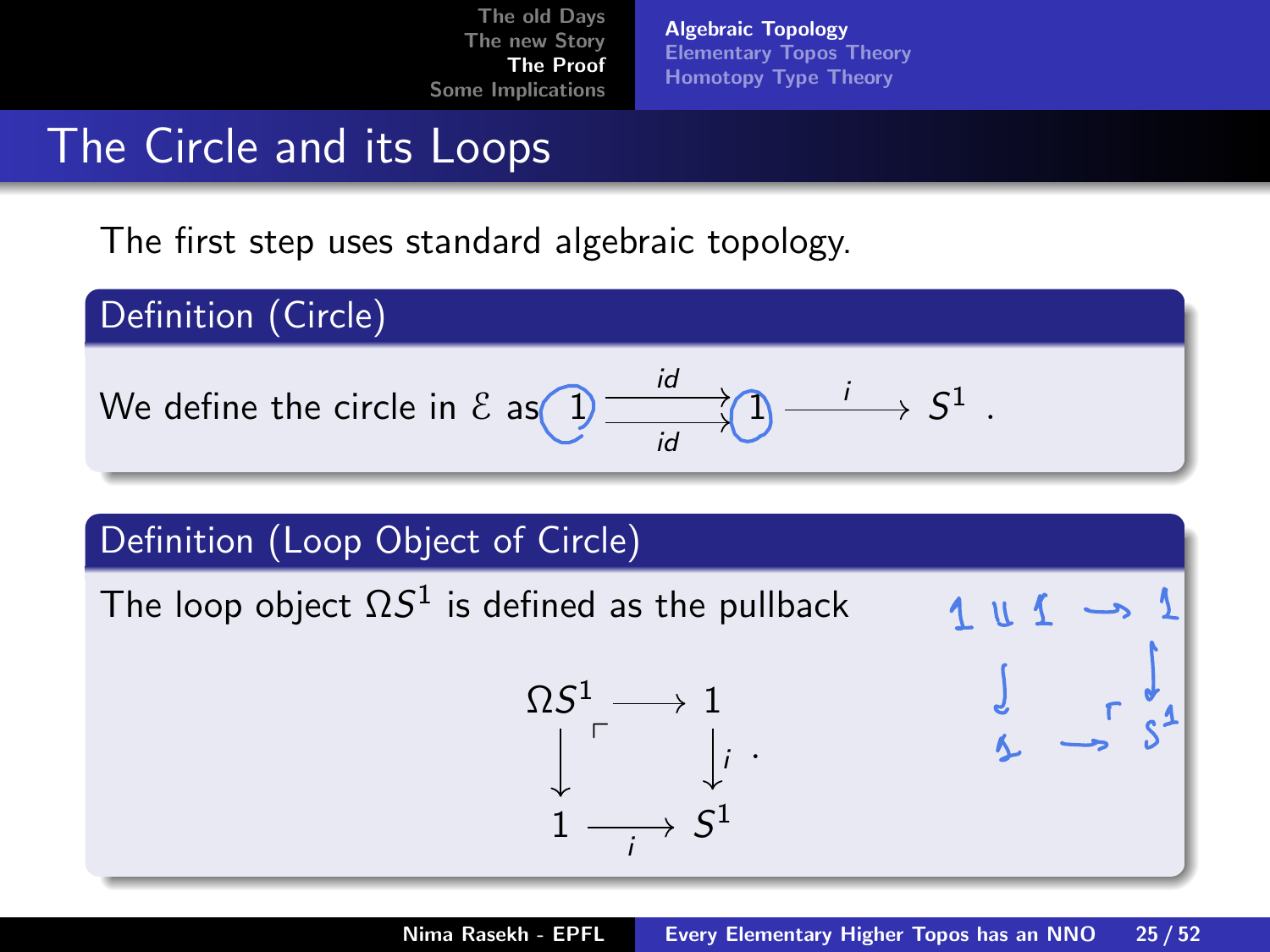# The Circle and its Loops

The first step uses standard algebraic topology.

**Definition (Circle)**

We define the circle in $\mathcal{E}$ as $1 \underset{id}{\overset{id}{\rightrightarrows}} 1 \xrightarrow{\;i\;} S^1$ .

**Definition (Loop Object of Circle)**

The loop object $\Omega S^1$ is defined as the pullback

$$
\begin{array}{ccc}
\Omega S^1 & \longrightarrow & 1 \\
\downarrow & \ulcorner & \downarrow i \\
1 & \underset{i}{\longrightarrow} & S^1
\end{array}
.
$$

$$
\begin{array}{ccc}
1 \amalg 1 & \longrightarrow & 1 \\
\downarrow & & \downarrow \\
1 & \xrightarrow{\;\ulcorner\;} & S^1
\end{array}
$$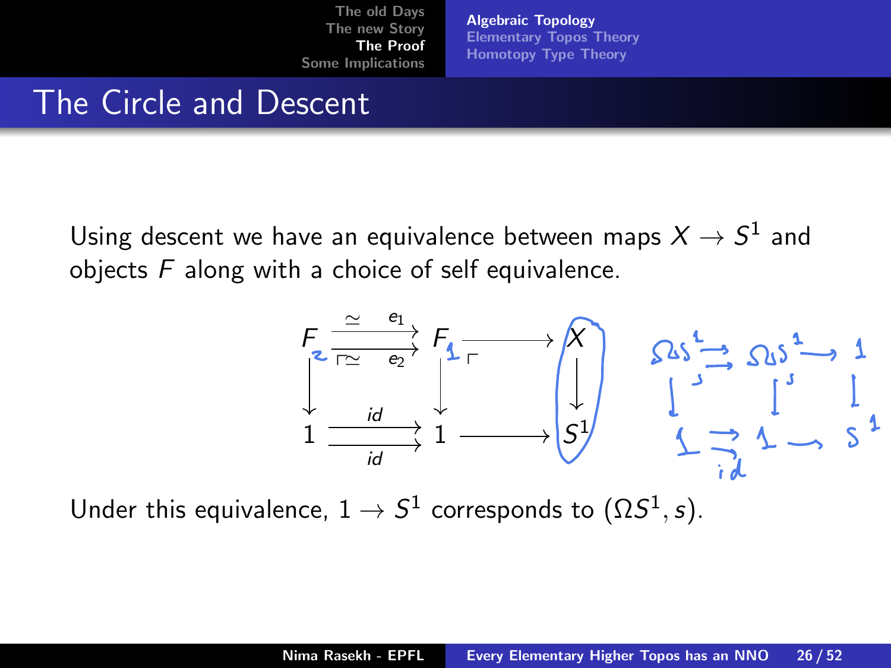# The Circle and Descent

Using descent we have an equivalence between maps $X \to S^1$ and objects $F$ along with a choice of self equivalence.

$$
\begin{array}{ccccc}
F & \overset{\simeq \quad e_1}{\underset{\ulcorner\simeq \quad e_2}{\rightrightarrows}} & F & \longrightarrow & X \\
\downarrow & & \downarrow & \ulcorner & \downarrow \\
1 & \underset{id}{\overset{id}{\rightrightarrows}} & 1 & \longrightarrow & S^1
\end{array}
$$

$$
\begin{array}{ccccc}
\Omega S^1 & \rightrightarrows & \Omega S^1 & \longrightarrow & 1 \\
\downarrow & & \downarrow & & \downarrow \\
1 & \underset{id}{\rightrightarrows} & 1 & \longrightarrow & S^1
\end{array}
$$

Under this equivalence, $1 \to S^1$ corresponds to $(\Omega S^1, s)$.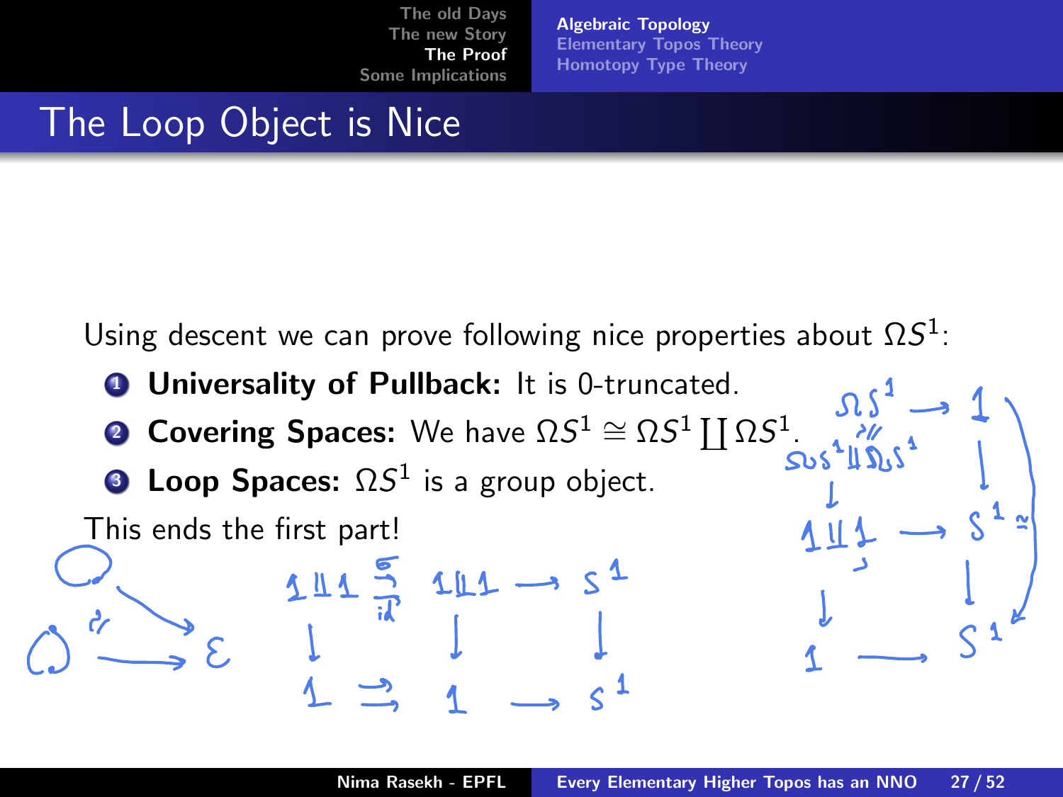# The Loop Object is Nice

Using descent we can prove following nice properties about $\Omega S^1$:

1. **Universality of Pullback:** It is 0-truncated.
2. **Covering Spaces:** We have $\Omega S^1 \cong \Omega S^1 \coprod \Omega S^1$.
3. **Loop Spaces:** $\Omega S^1$ is a group object.

This ends the first part!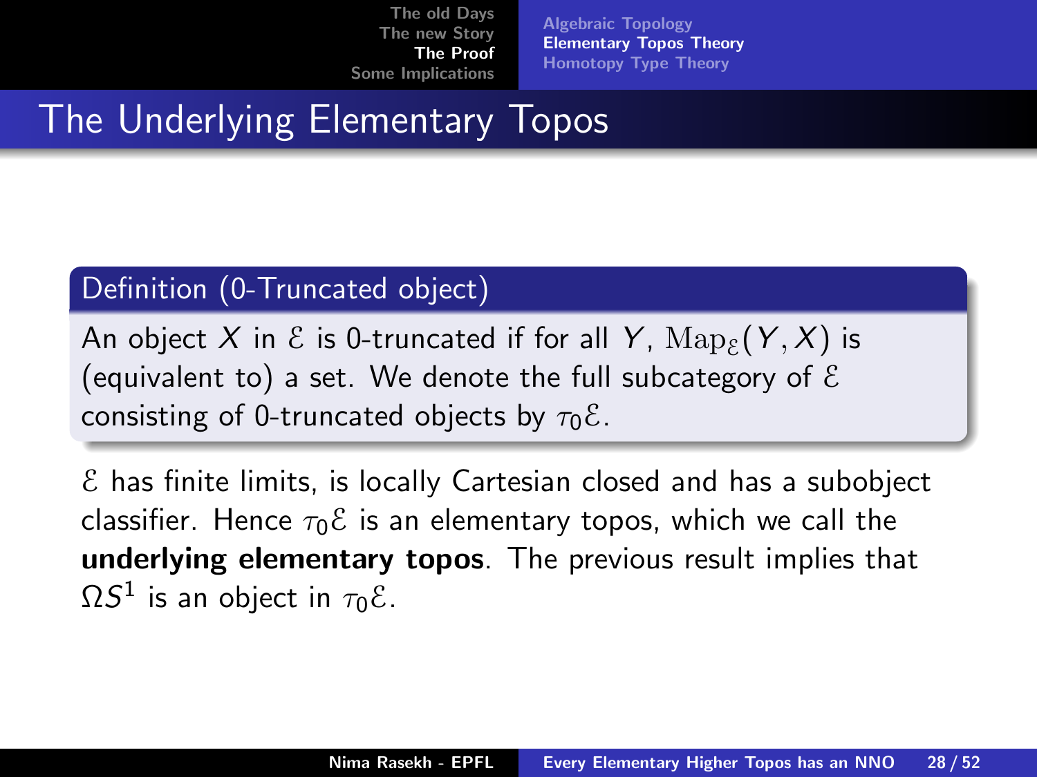# The Underlying Elementary Topos

**Definition (0-Truncated object)**

An object $X$ in $\mathcal{E}$ is 0-truncated if for all $Y$, $\mathrm{Map}_{\mathcal{E}}(Y, X)$ is (equivalent to) a set. We denote the full subcategory of $\mathcal{E}$ consisting of 0-truncated objects by $\tau_0\mathcal{E}$.

$\mathcal{E}$ has finite limits, is locally Cartesian closed and has a subobject classifier. Hence $\tau_0\mathcal{E}$ is an elementary topos, which we call the **underlying elementary topos**. The previous result implies that $\Omega S^1$ is an object in $\tau_0\mathcal{E}$.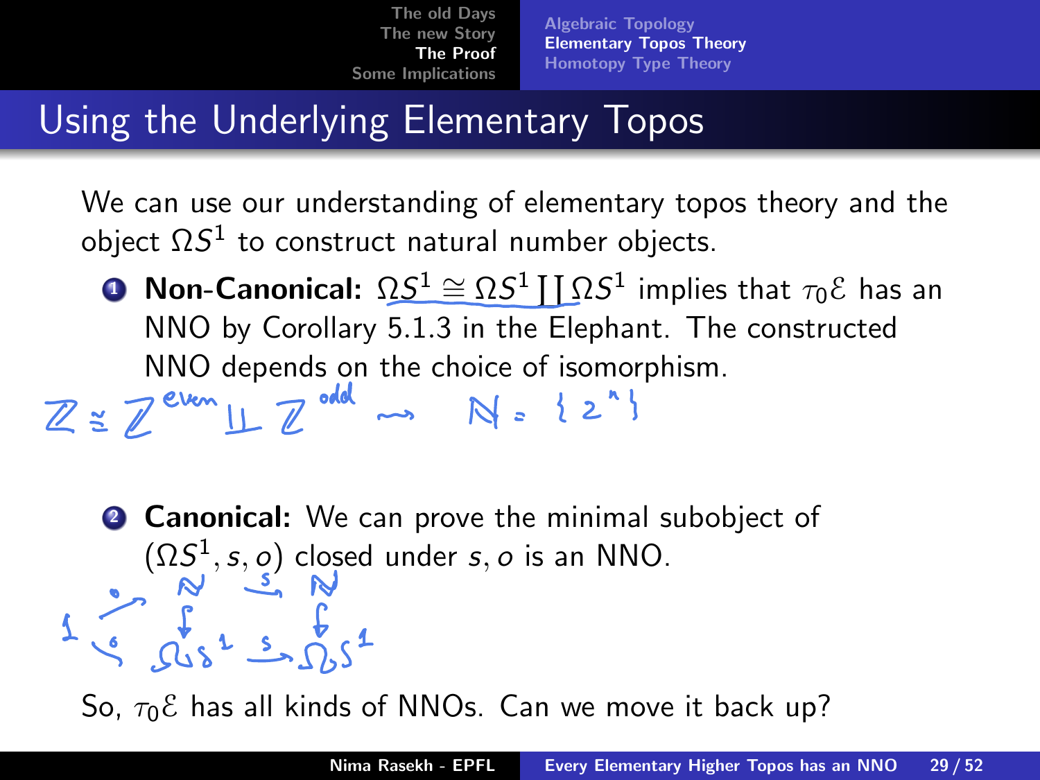# Using the Underlying Elementary Topos

We can use our understanding of elementary topos theory and the object $\Omega S^1$ to construct natural number objects.

1. **Non-Canonical:** $\Omega S^1 \cong \Omega S^1 \coprod \Omega S^1$ implies that $\tau_0 \mathcal{E}$ has an NNO by Corollary 5.1.3 in the Elephant. The constructed NNO depends on the choice of isomorphism.

   $\mathbb{Z} \cong \mathbb{Z}^{even} \amalg \mathbb{Z}^{odd} \rightsquigarrow \mathbb{N} = \{2^n\}$

2. **Canonical:** We can prove the minimal subobject of $(\Omega S^1, s, o)$ closed under $s, o$ is an NNO.

So, $\tau_0 \mathcal{E}$ has all kinds of NNOs. Can we move it back up?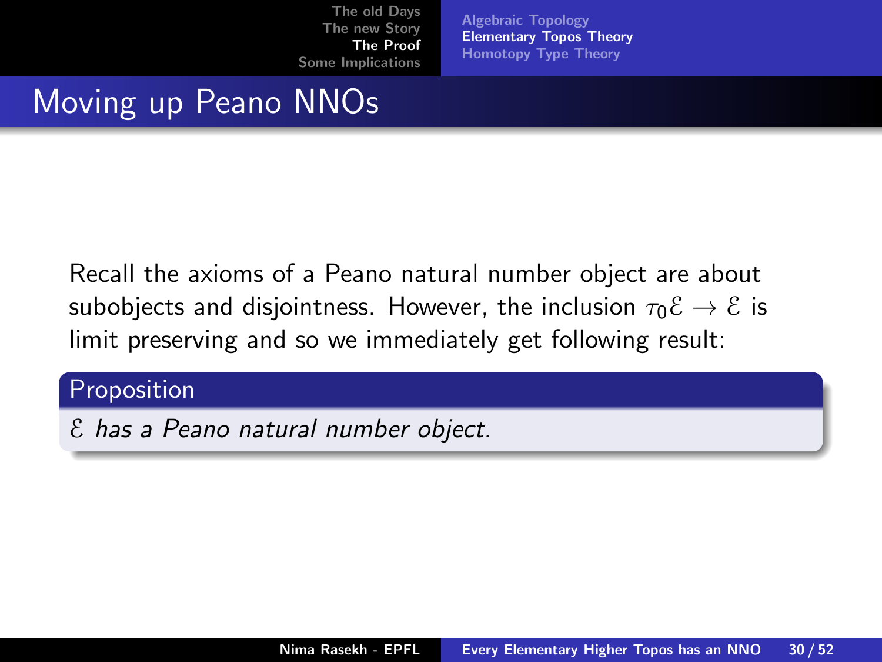# Moving up Peano NNOs

Recall the axioms of a Peano natural number object are about subobjects and disjointness. However, the inclusion $\tau_0\mathcal{E} \to \mathcal{E}$ is limit preserving and so we immediately get following result:

**Proposition**

*$\mathcal{E}$ has a Peano natural number object.*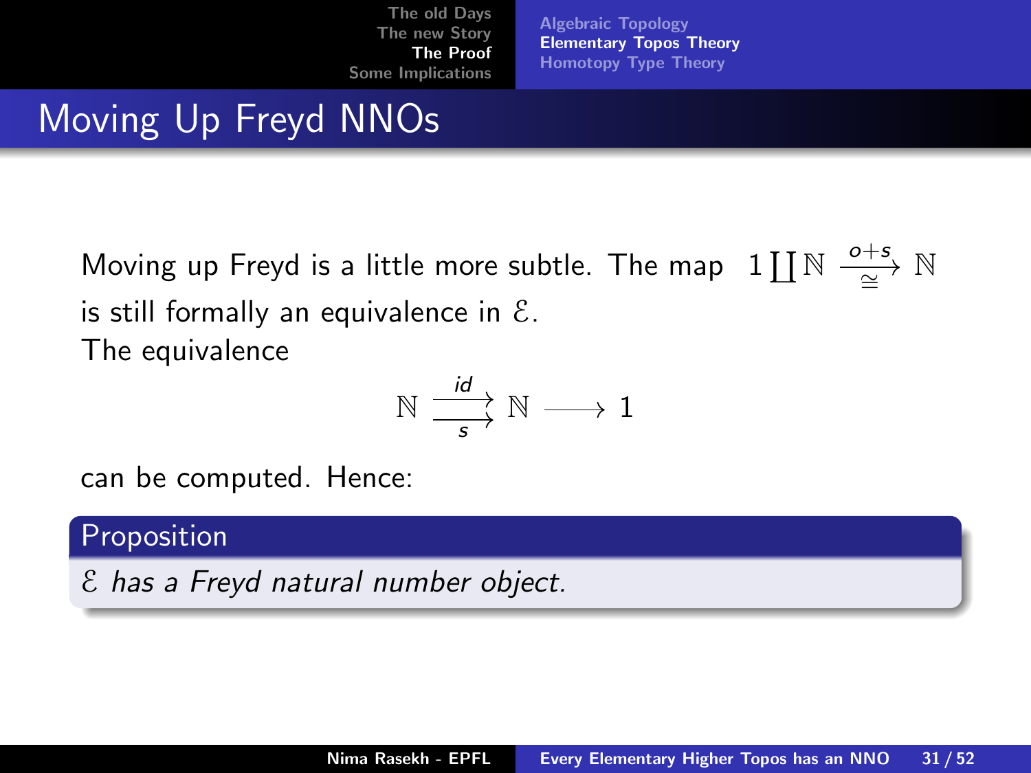# Moving Up Freyd NNOs

Moving up Freyd is a little more subtle. The map $1 \coprod \mathbb{N} \xrightarrow[\cong]{o+s} \mathbb{N}$ is still formally an equivalence in $\mathcal{E}$.

The equivalence

$$\mathbb{N} \underset{s}{\overset{id}{\rightrightarrows}} \mathbb{N} \longrightarrow 1$$

can be computed. Hence:

**Proposition**

*$\mathcal{E}$ has a Freyd natural number object.*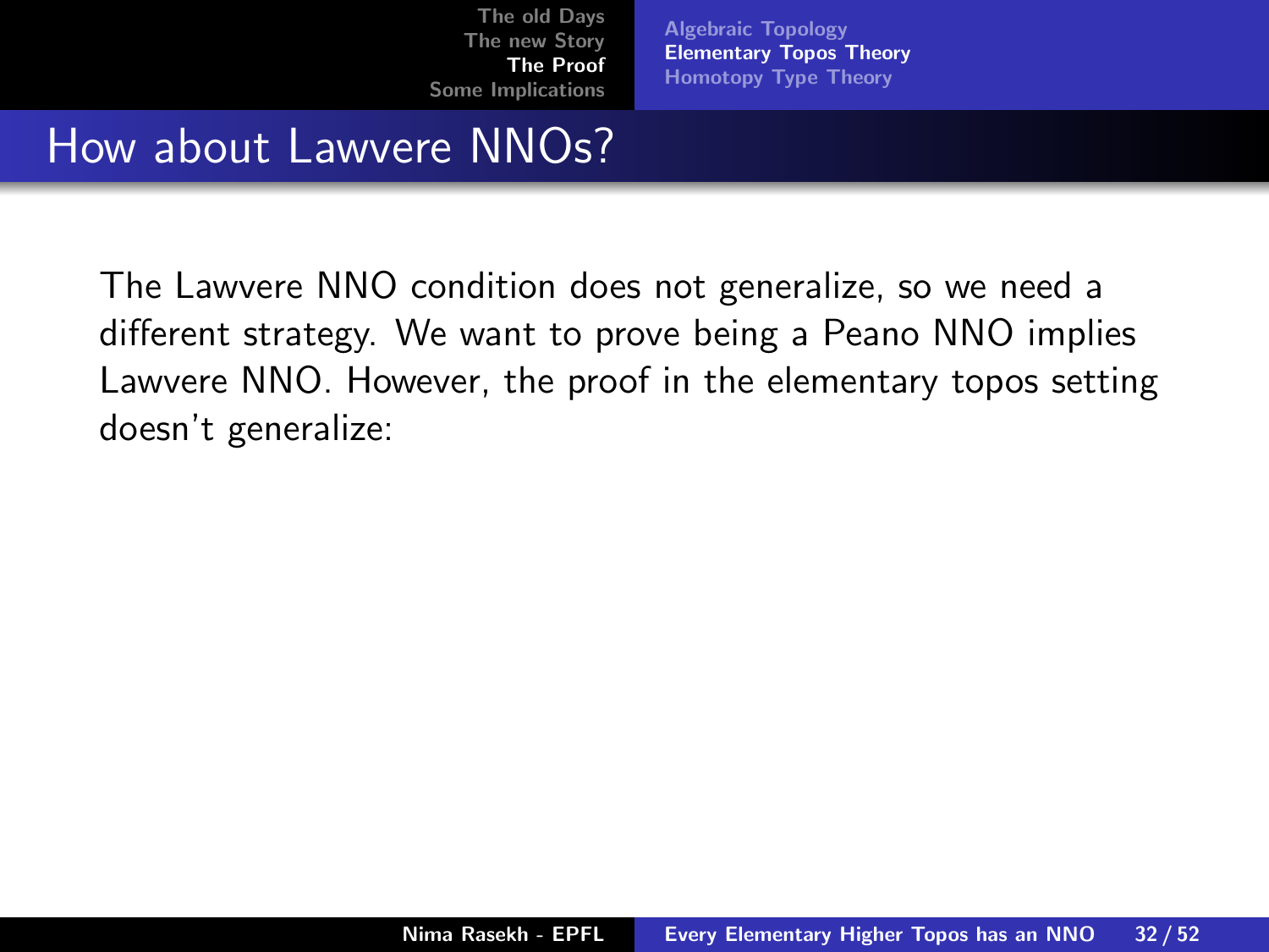## How about Lawvere NNOs?

The Lawvere NNO condition does not generalize, so we need a different strategy. We want to prove being a Peano NNO implies Lawvere NNO. However, the proof in the elementary topos setting doesn't generalize: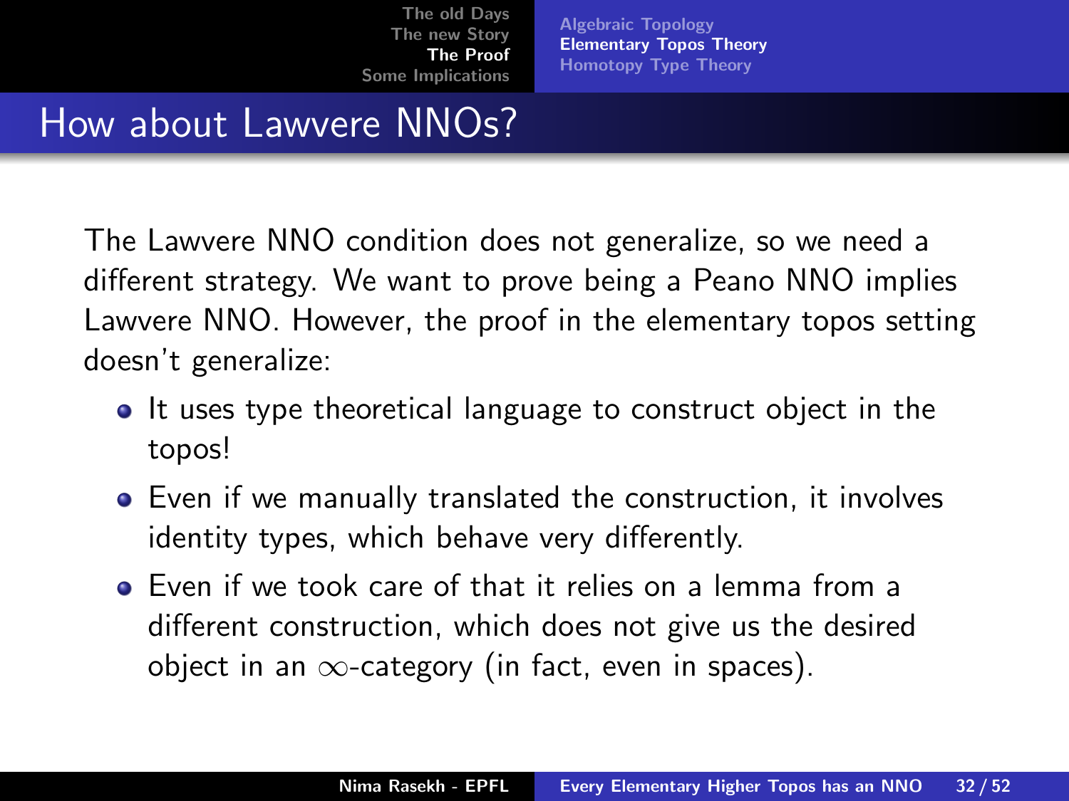# How about Lawvere NNOs?

The Lawvere NNO condition does not generalize, so we need a different strategy. We want to prove being a Peano NNO implies Lawvere NNO. However, the proof in the elementary topos setting doesn't generalize:

- It uses type theoretical language to construct object in the topos!
- Even if we manually translated the construction, it involves identity types, which behave very differently.
- Even if we took care of that it relies on a lemma from a different construction, which does not give us the desired object in an $\infty$-category (in fact, even in spaces).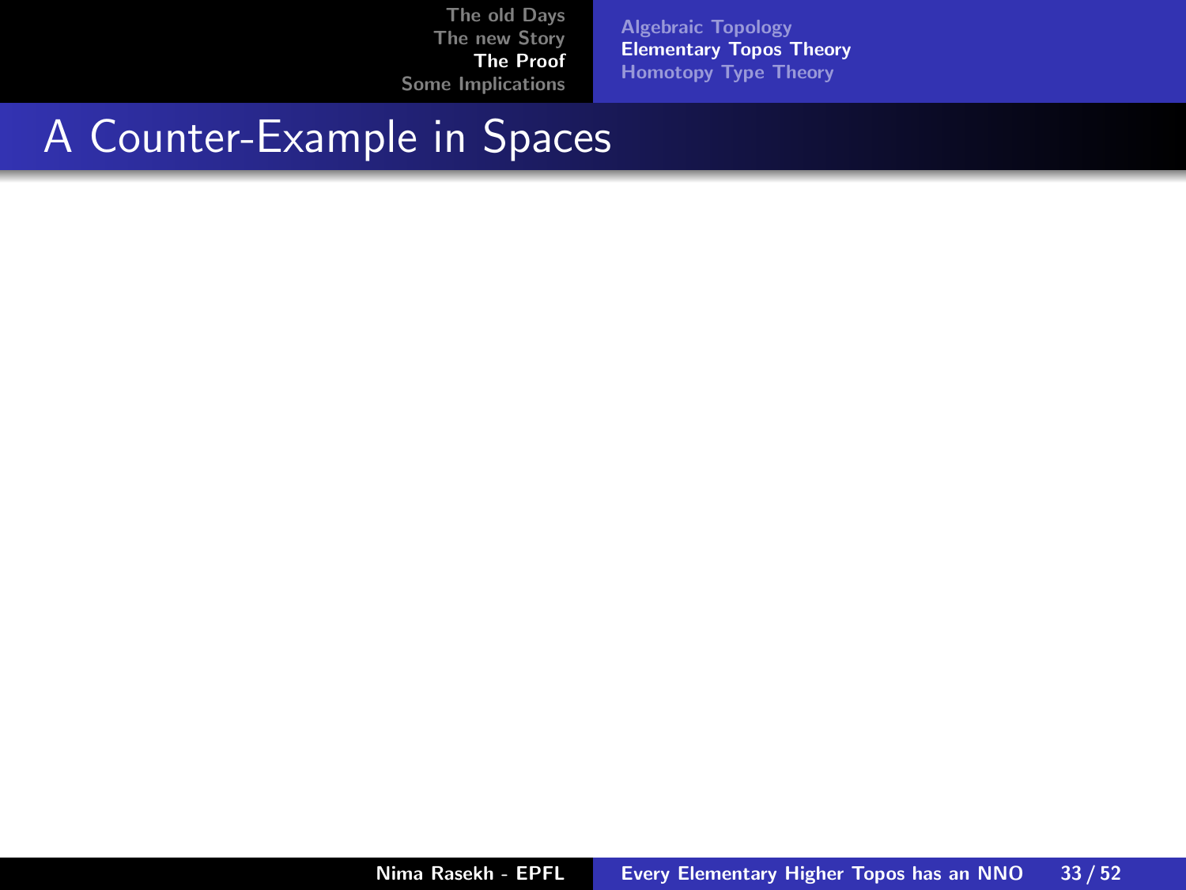# A Counter-Example in Spaces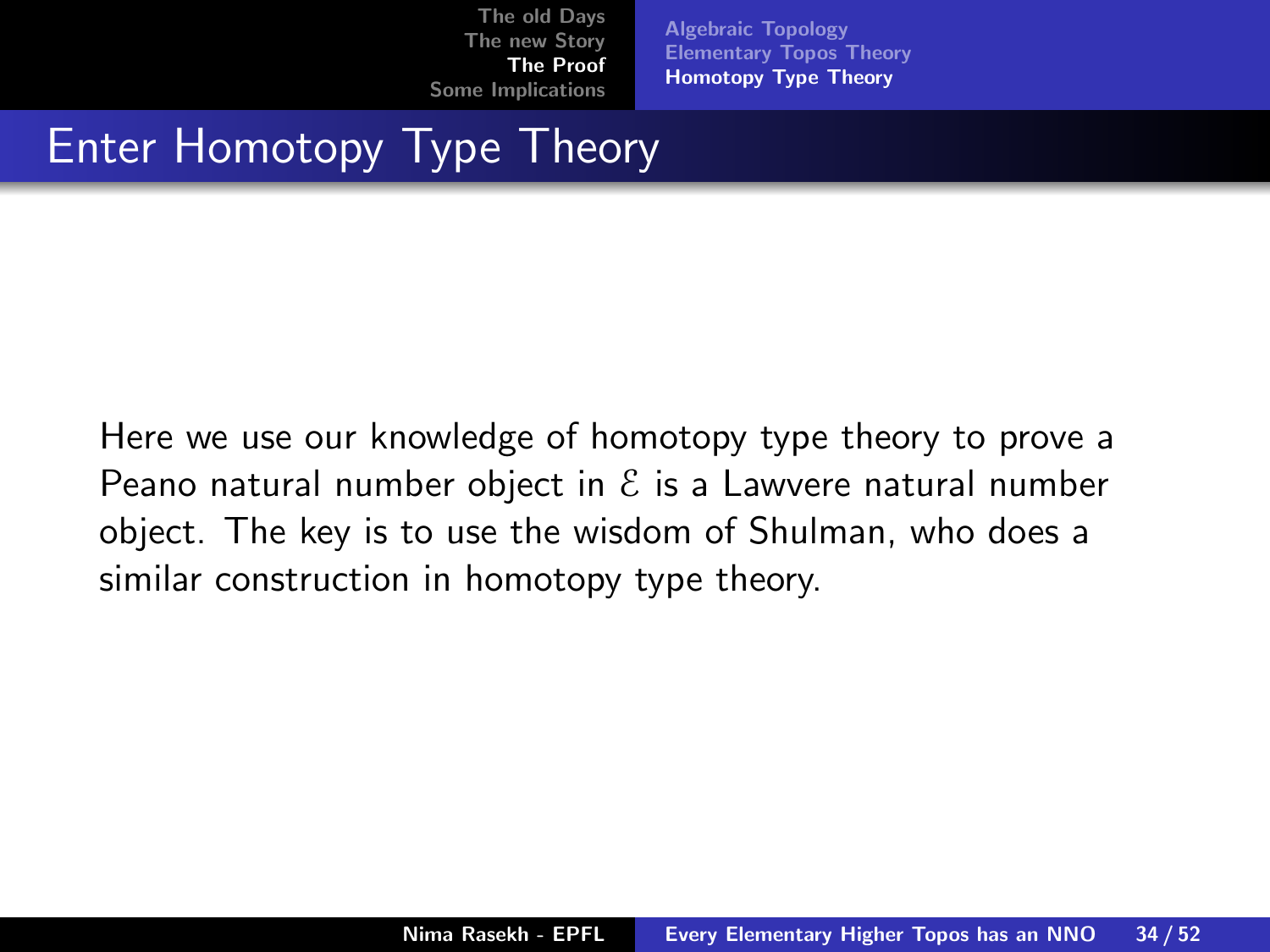# Enter Homotopy Type Theory

Here we use our knowledge of homotopy type theory to prove a Peano natural number object in $\mathcal{E}$ is a Lawvere natural number object. The key is to use the wisdom of Shulman, who does a similar construction in homotopy type theory.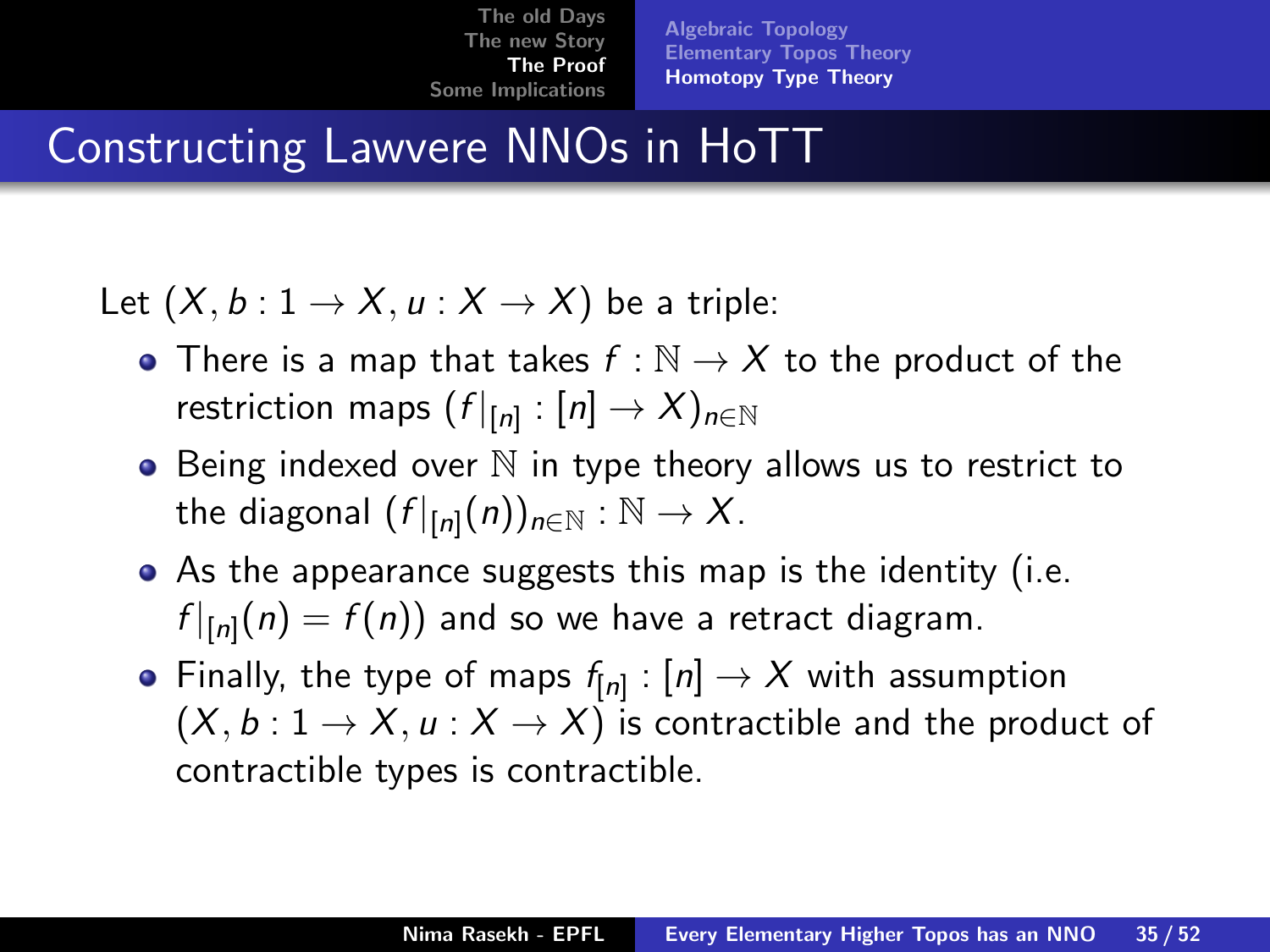# Constructing Lawvere NNOs in HoTT

Let $(X, b : 1 \to X, u : X \to X)$ be a triple:

- There is a map that takes $f : \mathbb{N} \to X$ to the product of the restriction maps $(f|_{[n]} : [n] \to X)_{n \in \mathbb{N}}$
- Being indexed over $\mathbb{N}$ in type theory allows us to restrict to the diagonal $(f|_{[n]}(n))_{n \in \mathbb{N}} : \mathbb{N} \to X$.
- As the appearance suggests this map is the identity (i.e. $f|_{[n]}(n) = f(n)$) and so we have a retract diagram.
- Finally, the type of maps $f_{[n]} : [n] \to X$ with assumption $(X, b : 1 \to X, u : X \to X)$ is contractible and the product of contractible types is contractible.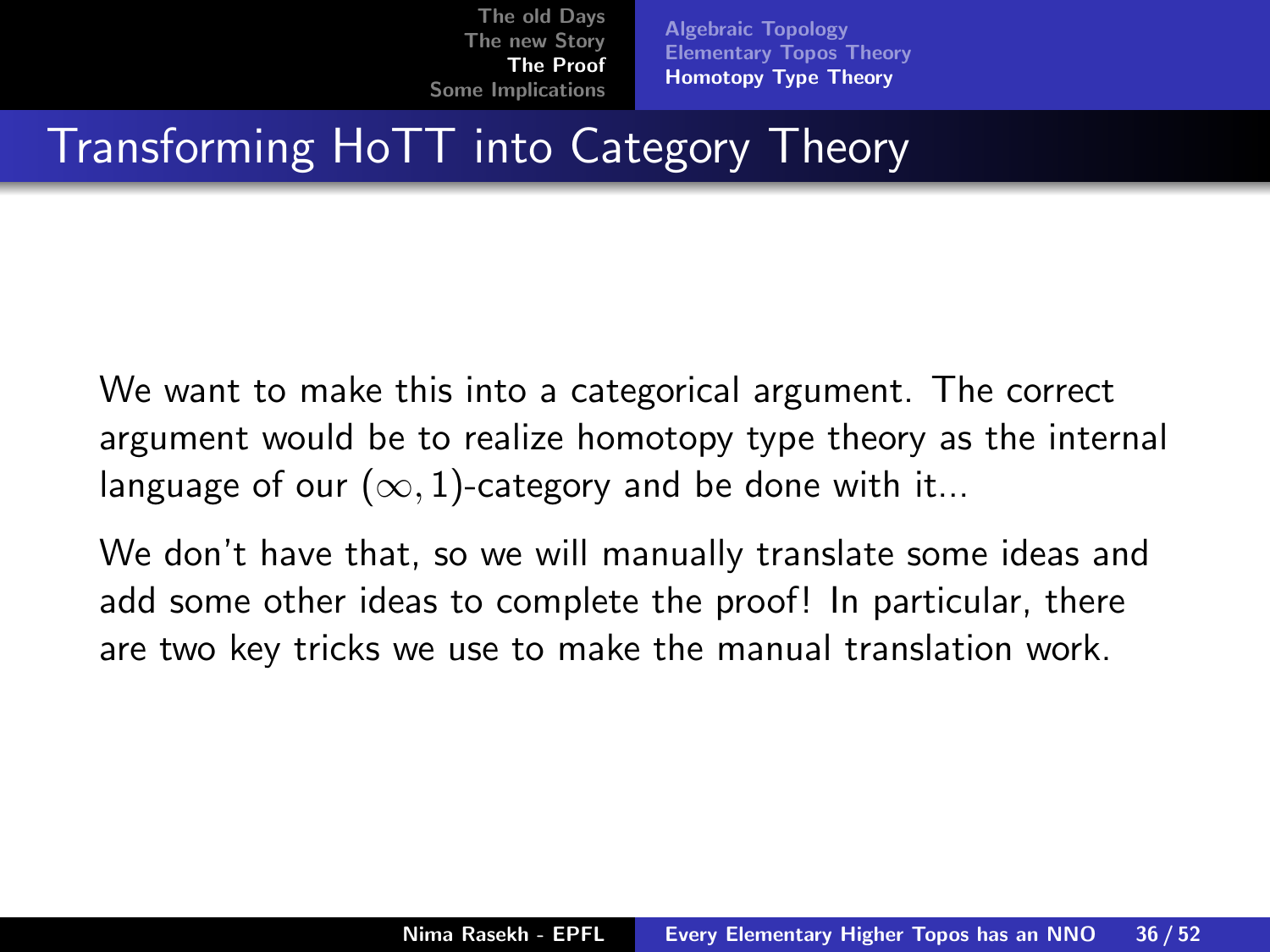# Transforming HoTT into Category Theory

We want to make this into a categorical argument. The correct argument would be to realize homotopy type theory as the internal language of our $(\infty, 1)$-category and be done with it...

We don't have that, so we will manually translate some ideas and add some other ideas to complete the proof! In particular, there are two key tricks we use to make the manual translation work.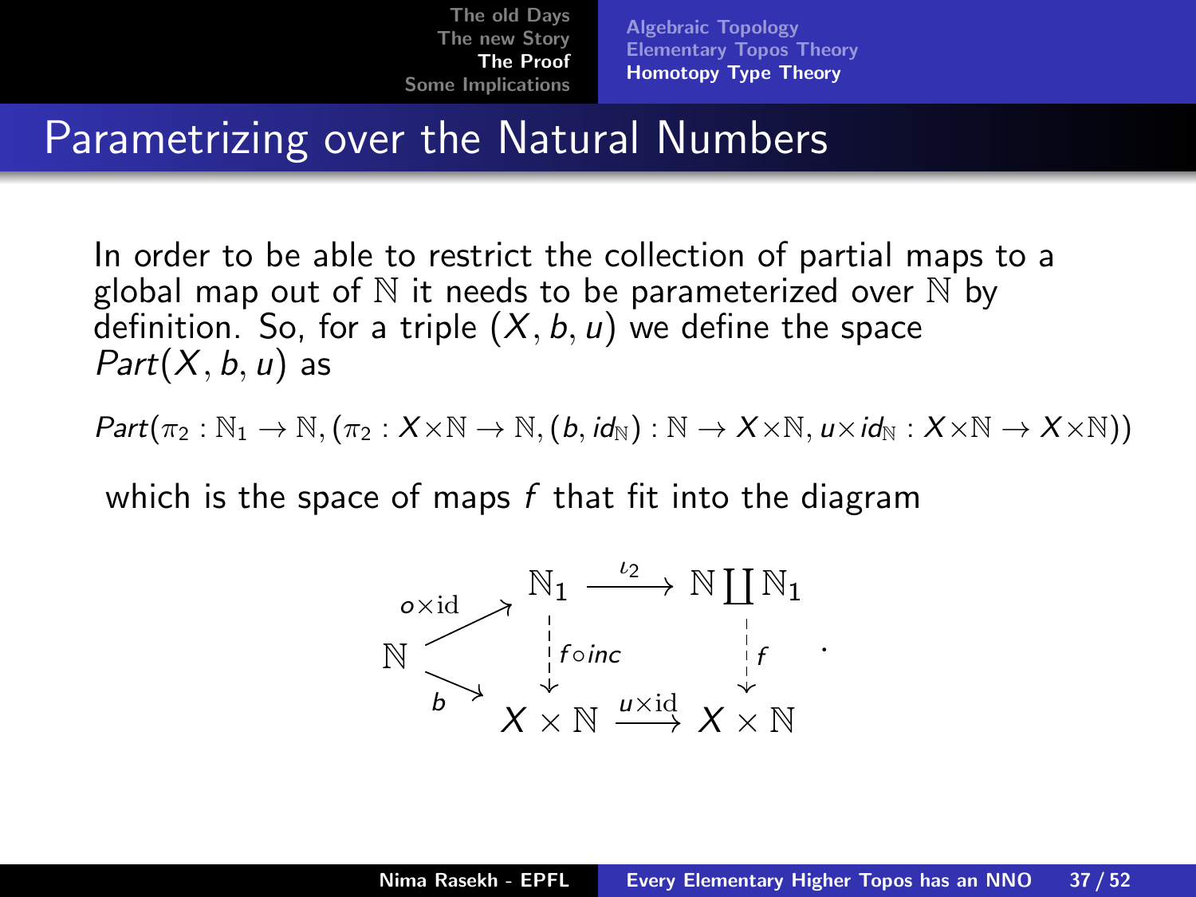# Parametrizing over the Natural Numbers

In order to be able to restrict the collection of partial maps to a global map out of $\mathbb{N}$ it needs to be parameterized over $\mathbb{N}$ by definition. So, for a triple $(X, b, u)$ we define the space $Part(X, b, u)$ as

$$Part(\pi_2 : \mathbb{N}_1 \to \mathbb{N}, (\pi_2 : X \times \mathbb{N} \to \mathbb{N}, (b, id_{\mathbb{N}}) : \mathbb{N} \to X \times \mathbb{N}, u \times id_{\mathbb{N}} : X \times \mathbb{N} \to X \times \mathbb{N}))$$

which is the space of maps $f$ that fit into the diagram

$$\begin{array}{ccccc} & & \mathbb{N}_1 & \xrightarrow{\iota_2} & \mathbb{N} \coprod \mathbb{N}_1 \\ & \nearrow^{o \times \mathrm{id}} & \Big\downarrow{\scriptstyle f \circ inc} & & \Big\downarrow{\scriptstyle f} \\ \mathbb{N} & & & & \\ & \searrow_{b} & X \times \mathbb{N} & \xrightarrow{u \times \mathrm{id}} & X \times \mathbb{N} \end{array}.$$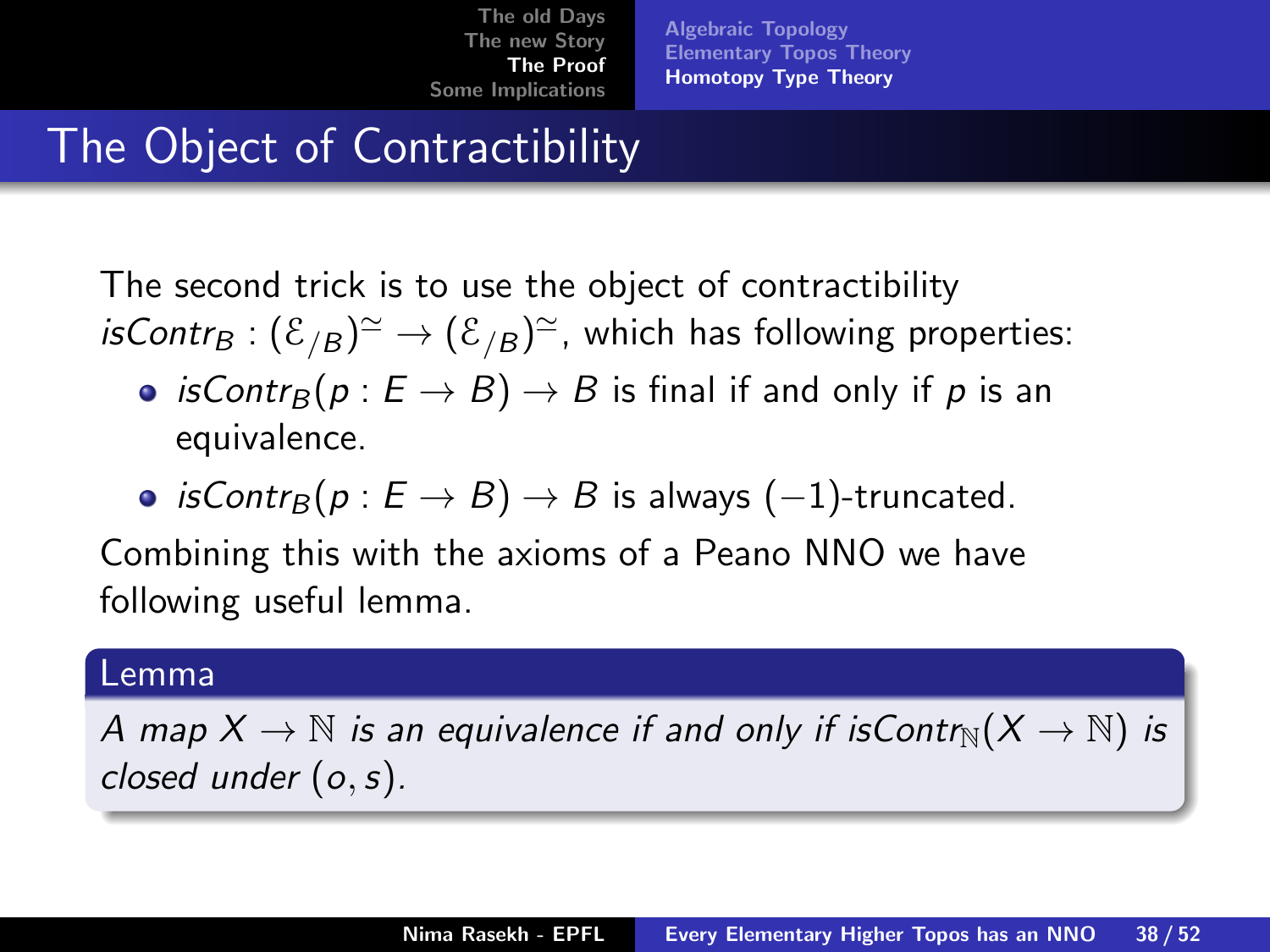# The Object of Contractibility

The second trick is to use the object of contractibility $isContr_B : (\mathcal{E}_{/B})^{\simeq} \to (\mathcal{E}_{/B})^{\simeq}$, which has following properties:

- $isContr_B(p : E \to B) \to B$ is final if and only if $p$ is an equivalence.
- $isContr_B(p : E \to B) \to B$ is always $(-1)$-truncated.

Combining this with the axioms of a Peano NNO we have following useful lemma.

**Lemma**

*A map $X \to \mathbb{N}$ is an equivalence if and only if $isContr_{\mathbb{N}}(X \to \mathbb{N})$ is closed under $(o, s)$.*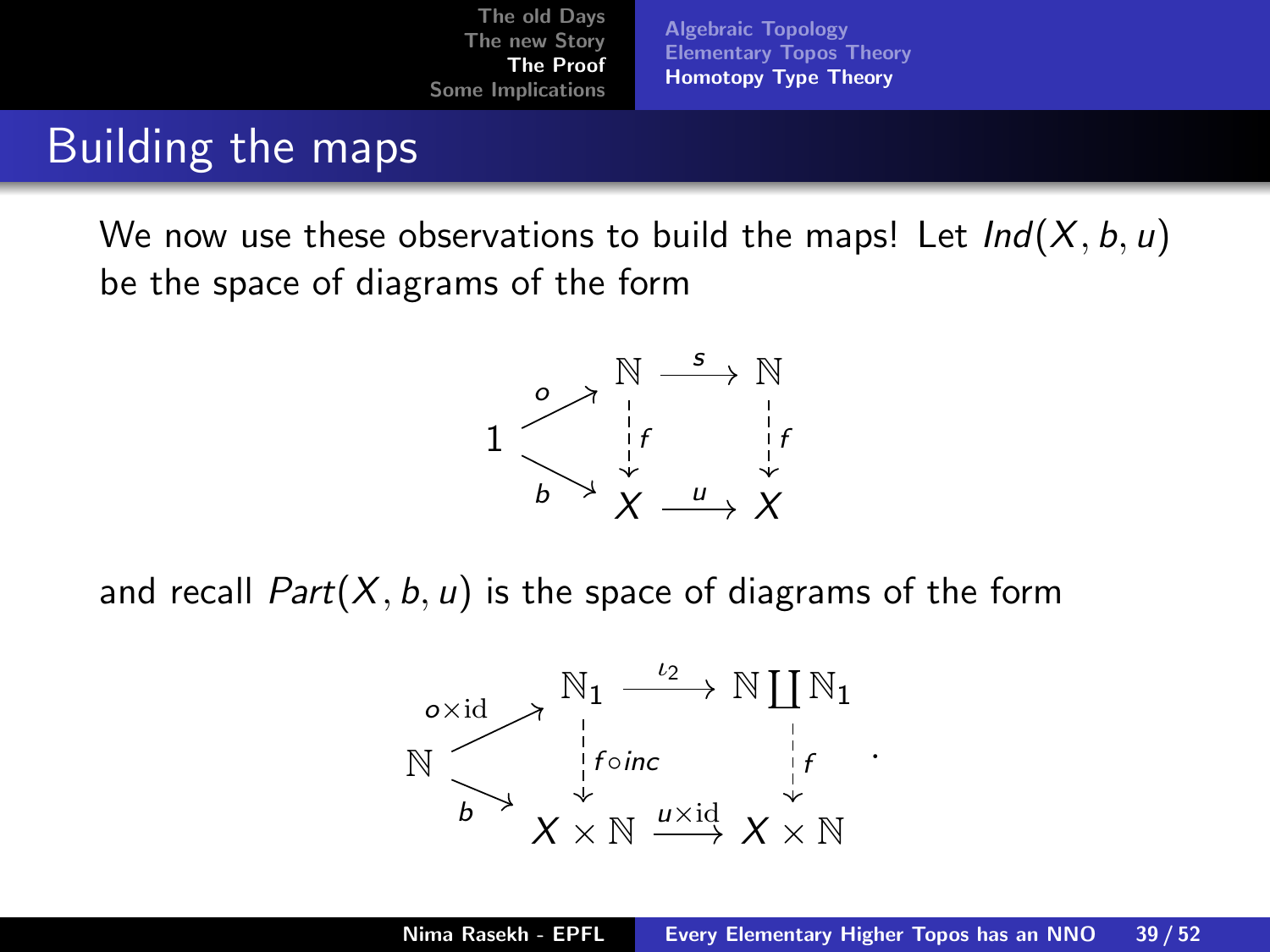## Building the maps

We now use these observations to build the maps! Let $Ind(X, b, u)$ be the space of diagrams of the form

$$
\begin{array}{ccccc}
 & & \mathbb{N} & \xrightarrow{s} & \mathbb{N} \\
 & \overset{o}{\nearrow} & \Big\downarrow f & & \Big\downarrow f \\
1 & & & & \\
 & \underset{b}{\searrow} & & & \\
 & & X & \xrightarrow{u} & X
\end{array}
$$

and recall $Part(X, b, u)$ is the space of diagrams of the form

$$
\begin{array}{ccccc}
 & & \mathbb{N}_1 & \xrightarrow{\iota_2} & \mathbb{N} \coprod \mathbb{N}_1 \\
 & \overset{o \times \mathrm{id}}{\nearrow} & \Big\downarrow f \circ inc & & \Big\downarrow f \\
\mathbb{N} & & & & \\
 & \underset{b}{\searrow} & & & \\
 & & X \times \mathbb{N} & \xrightarrow{u \times \mathrm{id}} & X \times \mathbb{N}
\end{array}
.
$$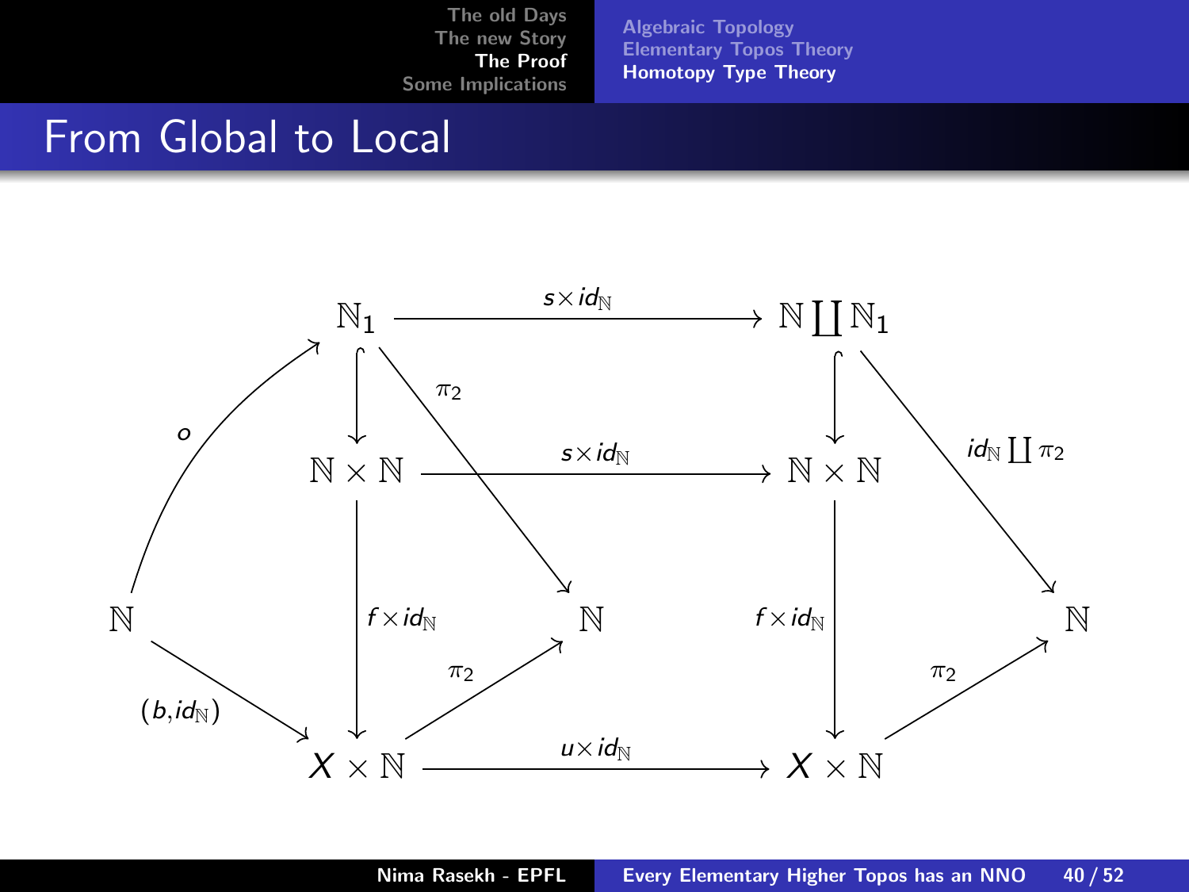# From Global to Local

$$
\begin{array}{ccccccc}
 & \mathbb{N}_1 & \xrightarrow{s \times id_{\mathbb{N}}} & & \mathbb{N} \coprod \mathbb{N}_1 & & \\
 & \downarrow & \searrow^{\pi_2} & & \downarrow & \searrow^{id_{\mathbb{N}} \coprod \pi_2} & \\
 & \mathbb{N} \times \mathbb{N} & \xrightarrow{s \times id_{\mathbb{N}}} & & \mathbb{N} \times \mathbb{N} & & \\
\mathbb{N} & \downarrow{\scriptstyle f \times id_{\mathbb{N}}} & & \mathbb{N} & \downarrow{\scriptstyle f \times id_{\mathbb{N}}} & & \mathbb{N} \\
 & X \times \mathbb{N} & \xrightarrow{u \times id_{\mathbb{N}}} & & X \times \mathbb{N} & &
\end{array}
$$

with $o : \mathbb{N} \to \mathbb{N}_1$, $(b, id_{\mathbb{N}}) : \mathbb{N} \to X \times \mathbb{N}$, and $\pi_2 : X \times \mathbb{N} \to \mathbb{N}$.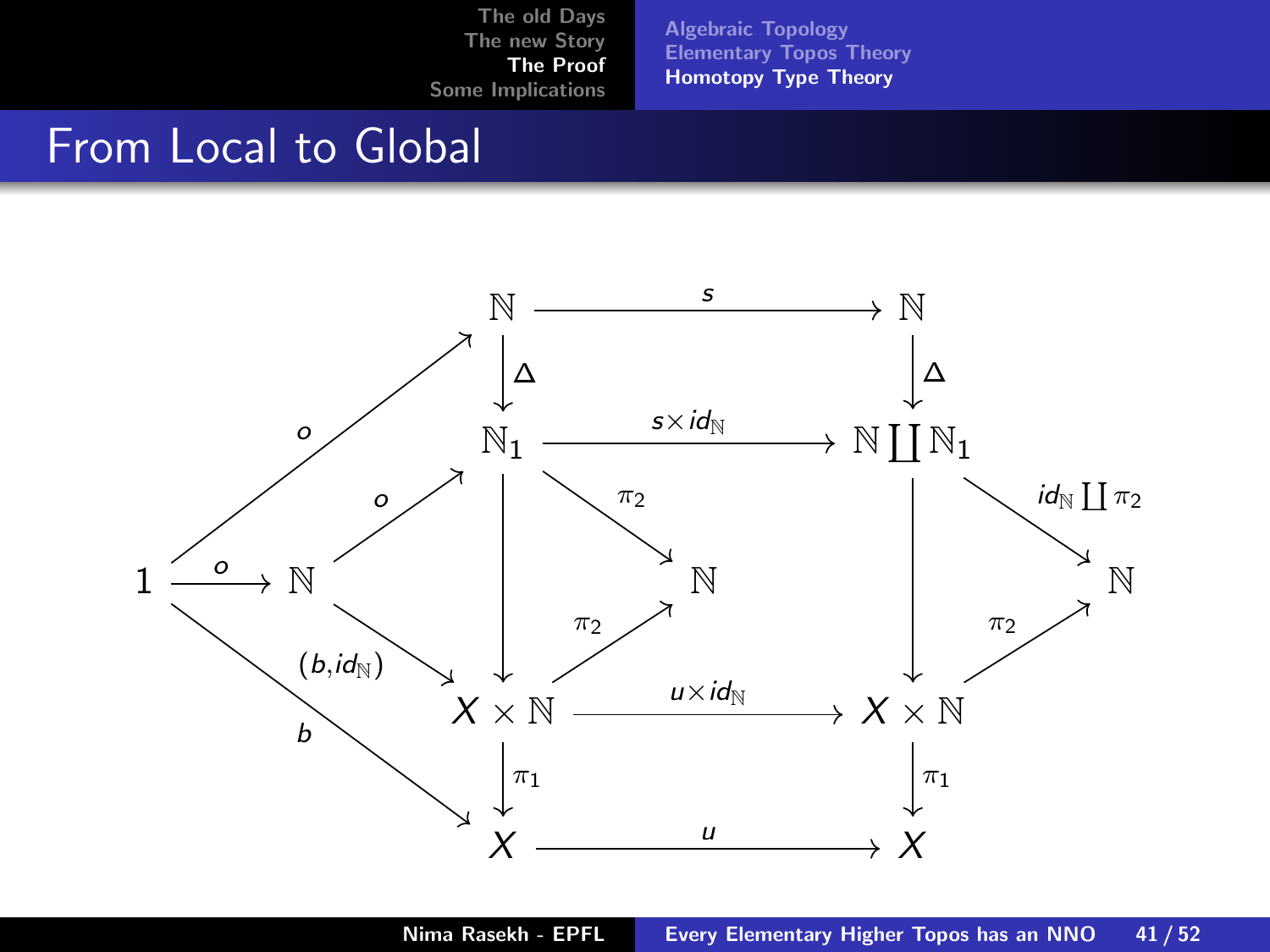# From Local to Global

$$
\begin{array}{ccccccc}
 & & \mathbb{N} & \xrightarrow{s} & \mathbb{N} & & \\
 & & \downarrow{\Delta} & & \downarrow{\Delta} & & \\
 & & \mathbb{N}_1 & \xrightarrow{s \times id_{\mathbb{N}}} & \mathbb{N} \coprod \mathbb{N}_1 & & \\
1 & \xrightarrow{o} \mathbb{N} & & \searrow{\pi_2} \; \mathbb{N} & & \searrow{id_{\mathbb{N}} \coprod \pi_2} & \mathbb{N} \\
 & & \downarrow & \nearrow{\pi_2} & \downarrow & \nearrow{\pi_2} & \\
 & & X \times \mathbb{N} & \xrightarrow{u \times id_{\mathbb{N}}} & X \times \mathbb{N} & & \\
 & & \downarrow{\pi_1} & & \downarrow{\pi_1} & & \\
 & & X & \xrightarrow{u} & X & &
\end{array}
$$

Additional arrows: $o: 1 \to \mathbb{N}$ (top), $o: \mathbb{N} \to \mathbb{N}_1$, $(b, id_{\mathbb{N}}): \mathbb{N} \to X \times \mathbb{N}$, $b: 1 \to X$.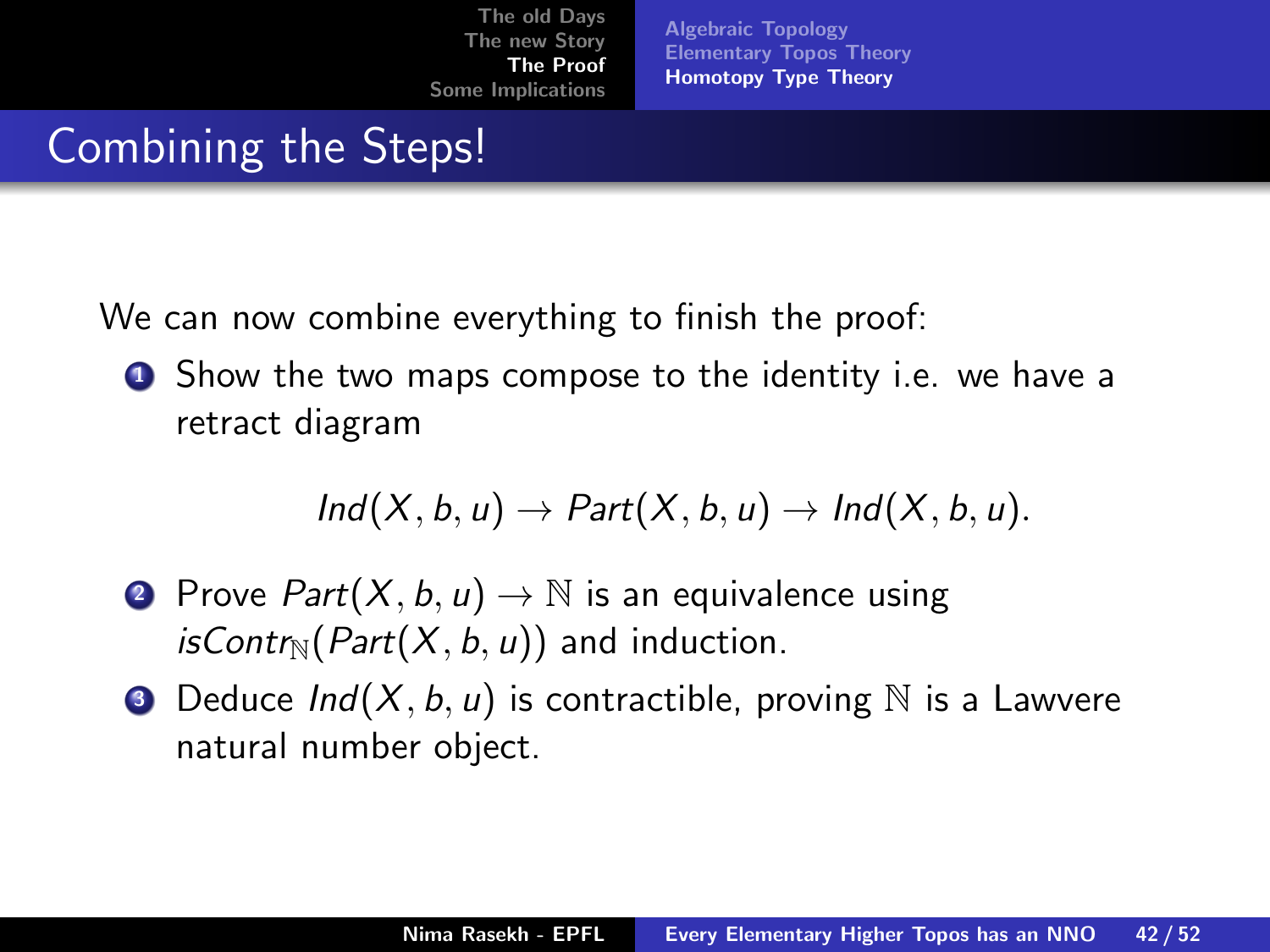# Combining the Steps!

We can now combine everything to finish the proof:

1. Show the two maps compose to the identity i.e. we have a retract diagram

$$Ind(X, b, u) \to Part(X, b, u) \to Ind(X, b, u).$$

2. Prove $Part(X, b, u) \to \mathbb{N}$ is an equivalence using $isContr_{\mathbb{N}}(Part(X, b, u))$ and induction.
3. Deduce $Ind(X, b, u)$ is contractible, proving $\mathbb{N}$ is a Lawvere natural number object.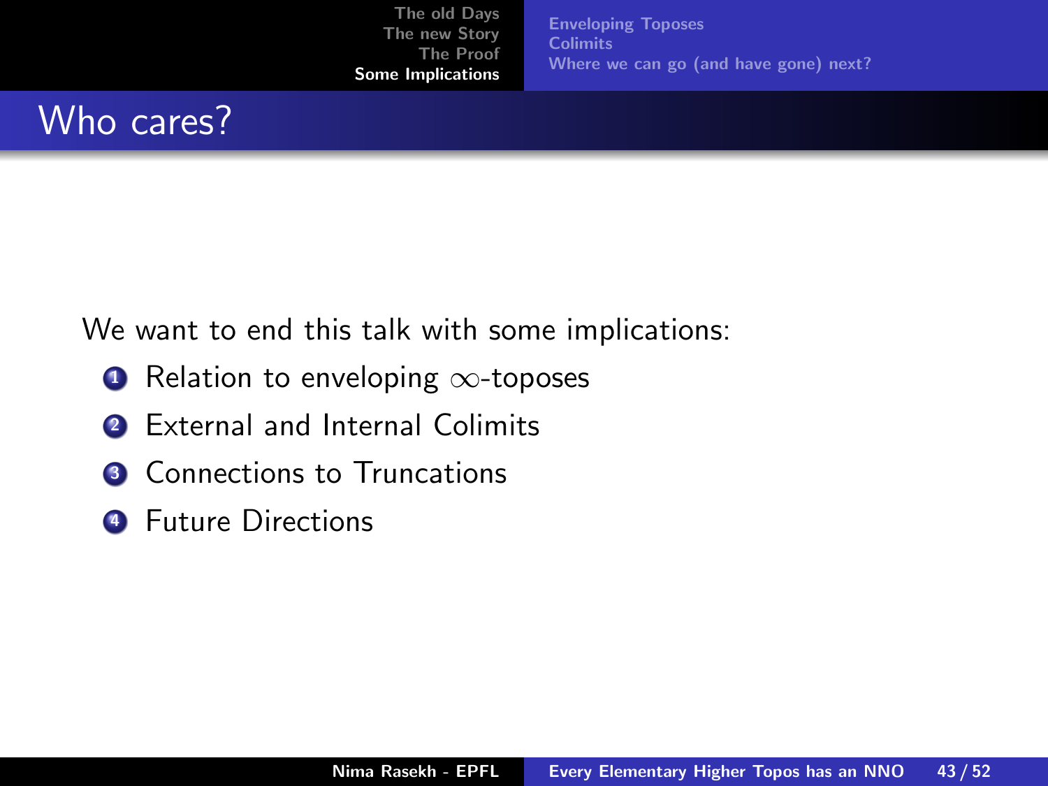## Who cares?

We want to end this talk with some implications:

1. Relation to enveloping $\infty$-toposes
2. External and Internal Colimits
3. Connections to Truncations
4. Future Directions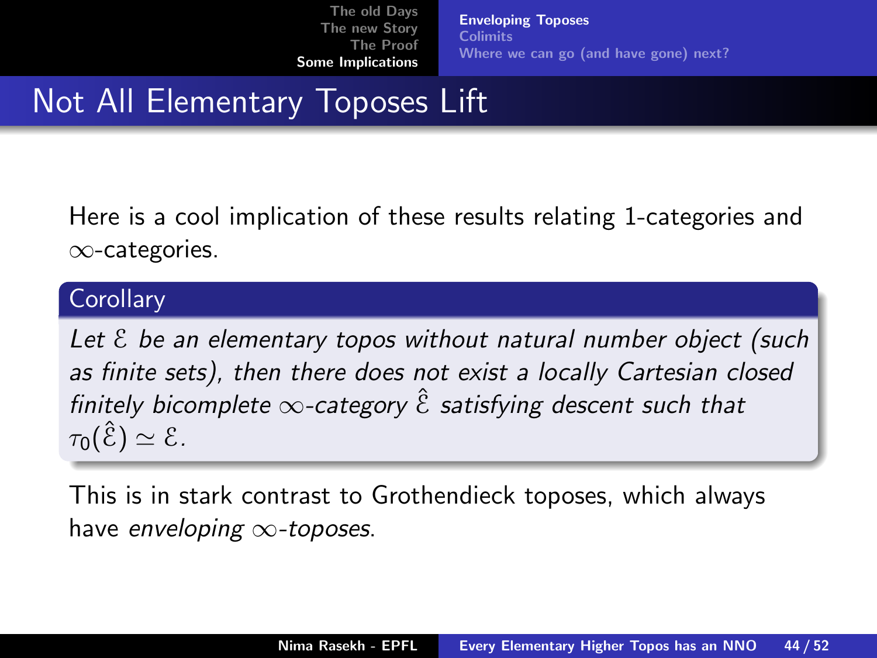# Not All Elementary Toposes Lift

Here is a cool implication of these results relating 1-categories and $\infty$-categories.

**Corollary**

*Let $\mathcal{E}$ be an elementary topos without natural number object (such as finite sets), then there does not exist a locally Cartesian closed finitely bicomplete $\infty$-category $\hat{\mathcal{E}}$ satisfying descent such that $\tau_0(\hat{\mathcal{E}}) \simeq \mathcal{E}$.*

This is in stark contrast to Grothendieck toposes, which always have *enveloping $\infty$-toposes*.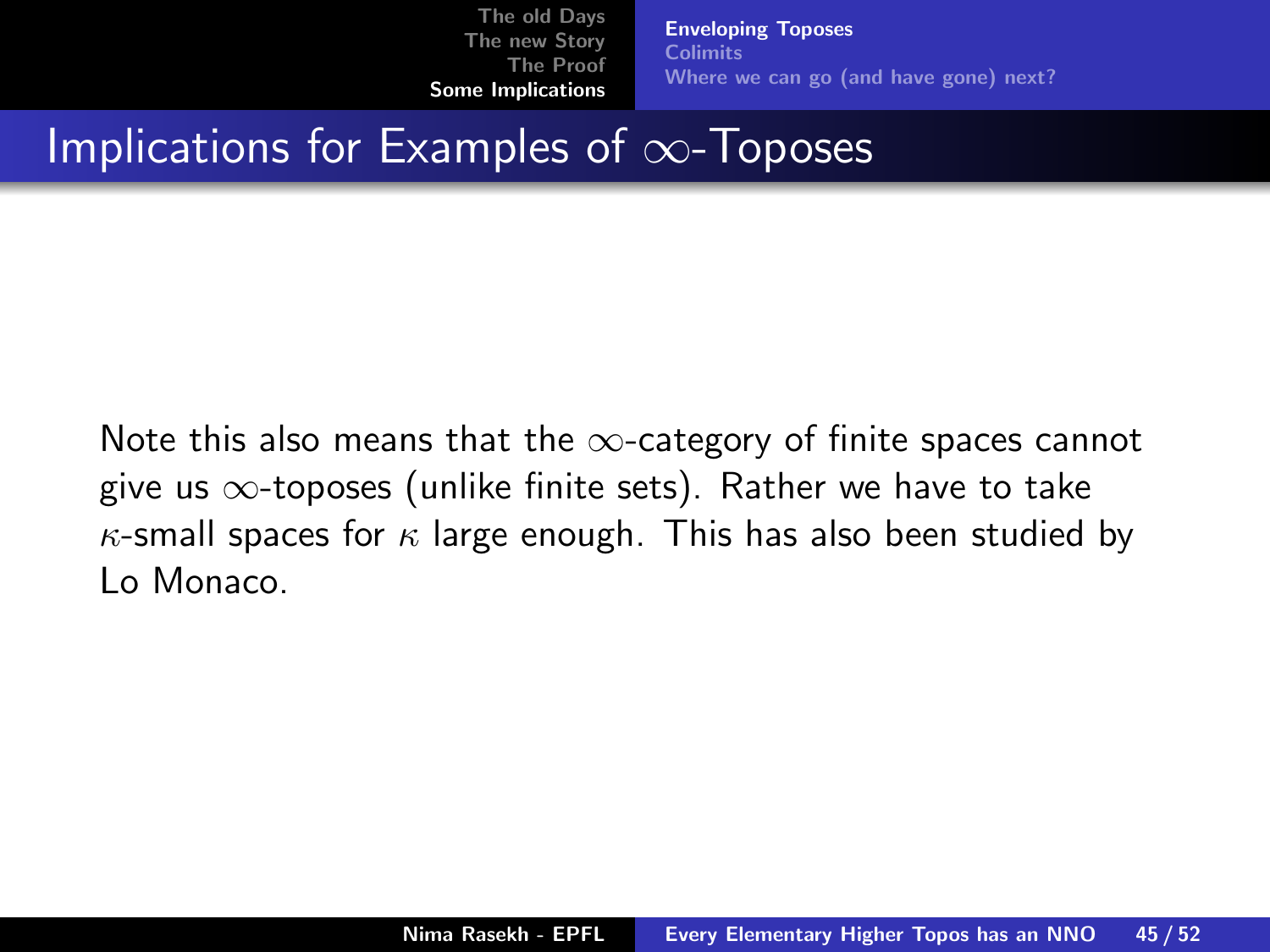## Implications for Examples of $\infty$-Toposes

Note this also means that the $\infty$-category of finite spaces cannot give us $\infty$-toposes (unlike finite sets). Rather we have to take $\kappa$-small spaces for $\kappa$ large enough. This has also been studied by Lo Monaco.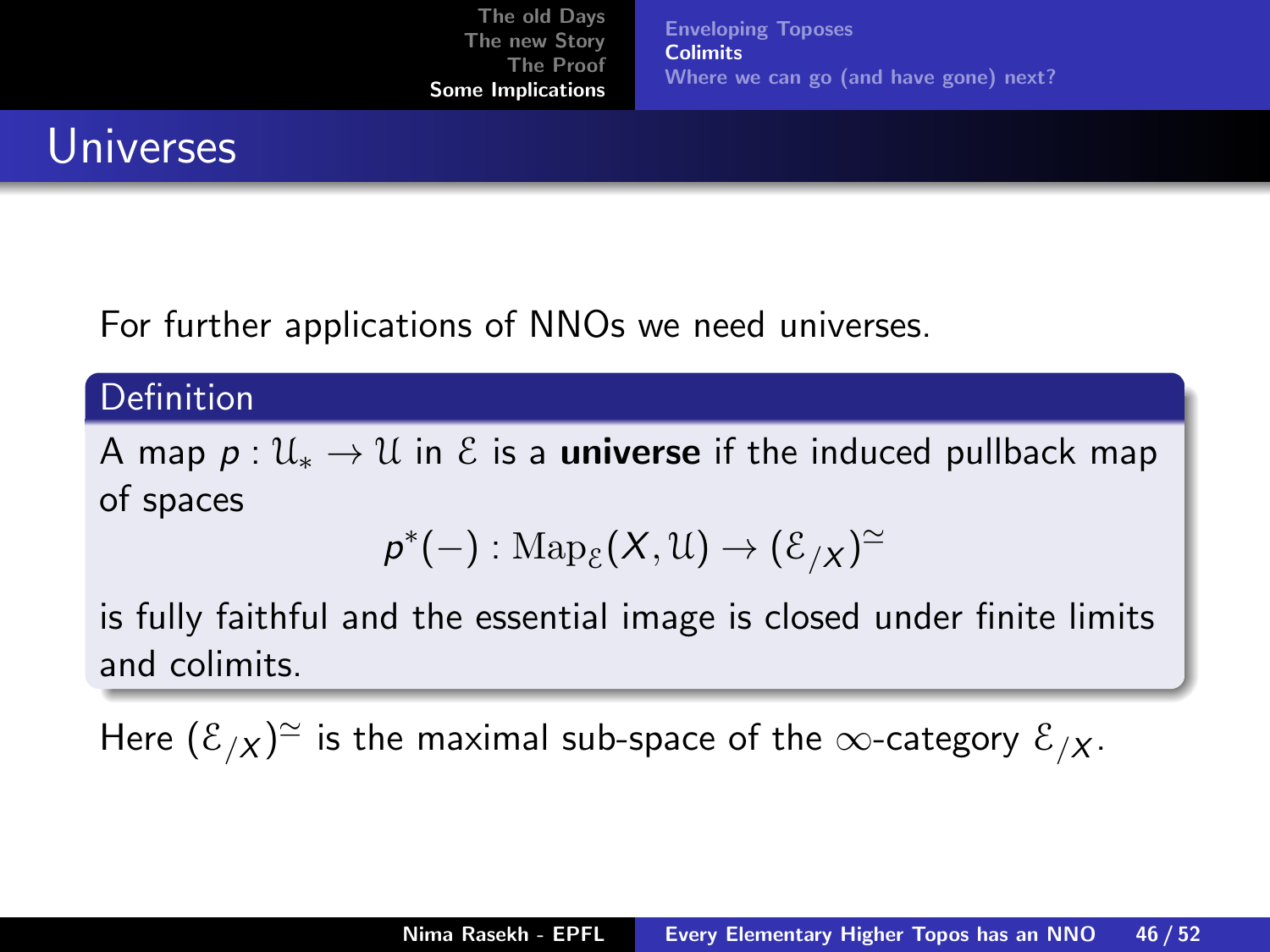# Universes

For further applications of NNOs we need universes.

**Definition**

A map $p : \mathcal{U}_* \to \mathcal{U}$ in $\mathcal{E}$ is a **universe** if the induced pullback map of spaces

$$p^*(-) : \mathrm{Map}_{\mathcal{E}}(X, \mathcal{U}) \to (\mathcal{E}_{/X})^{\simeq}$$

is fully faithful and the essential image is closed under finite limits and colimits.

Here $(\mathcal{E}_{/X})^{\simeq}$ is the maximal sub-space of the $\infty$-category $\mathcal{E}_{/X}$.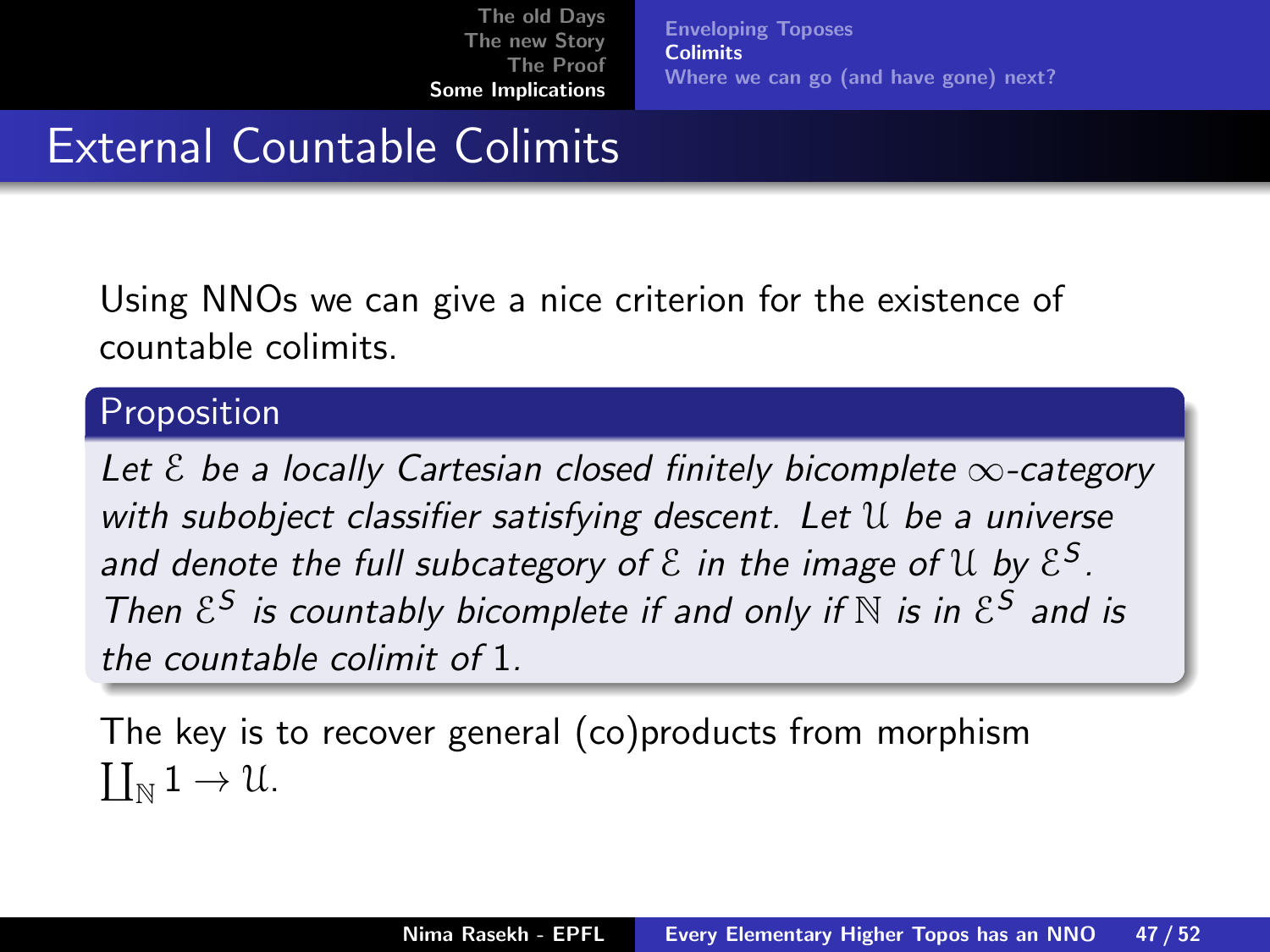# External Countable Colimits

Using NNOs we can give a nice criterion for the existence of countable colimits.

**Proposition**

*Let $\mathcal{E}$ be a locally Cartesian closed finitely bicomplete $\infty$-category with subobject classifier satisfying descent. Let $\mathcal{U}$ be a universe and denote the full subcategory of $\mathcal{E}$ in the image of $\mathcal{U}$ by $\mathcal{E}^S$. Then $\mathcal{E}^S$ is countably bicomplete if and only if $\mathbb{N}$ is in $\mathcal{E}^S$ and is the countable colimit of $1$.*

The key is to recover general (co)products from morphism $\coprod_{\mathbb{N}} 1 \to \mathcal{U}$.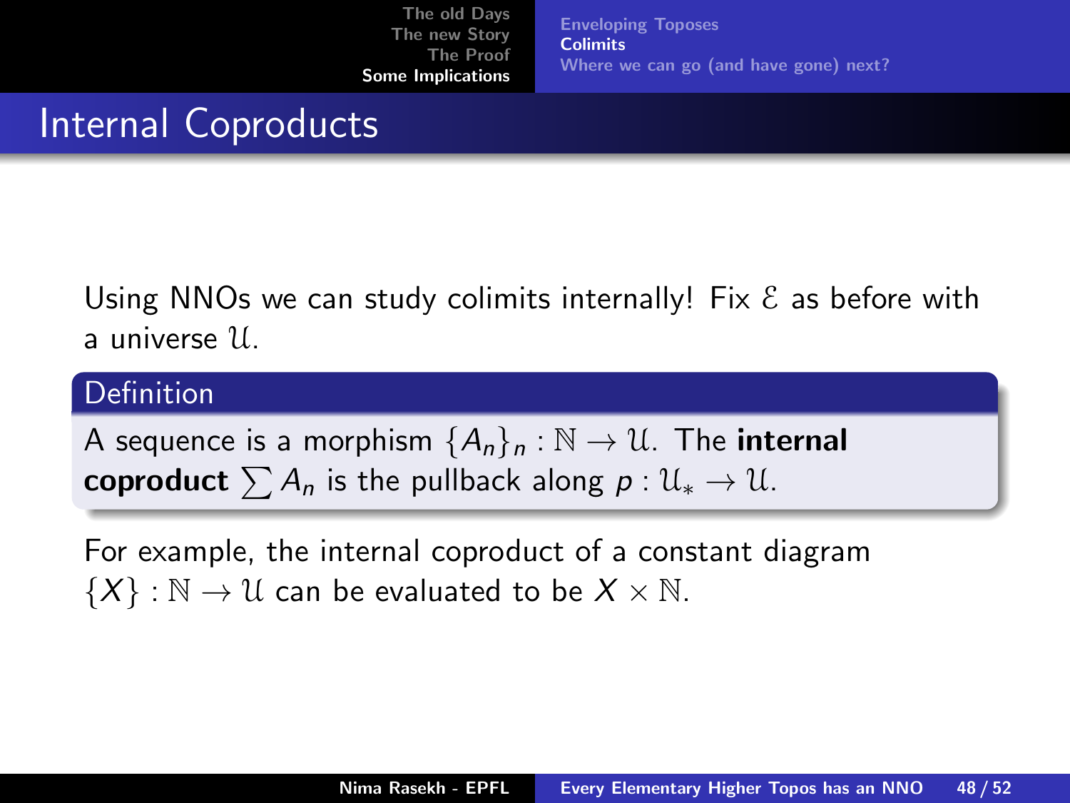## Internal Coproducts

Using NNOs we can study colimits internally! Fix $\mathcal{E}$ as before with a universe $\mathcal{U}$.

**Definition**

A sequence is a morphism $\{A_n\}_n : \mathbb{N} \to \mathcal{U}$. The **internal coproduct** $\sum A_n$ is the pullback along $p : \mathcal{U}_* \to \mathcal{U}$.

For example, the internal coproduct of a constant diagram $\{X\} : \mathbb{N} \to \mathcal{U}$ can be evaluated to be $X \times \mathbb{N}$.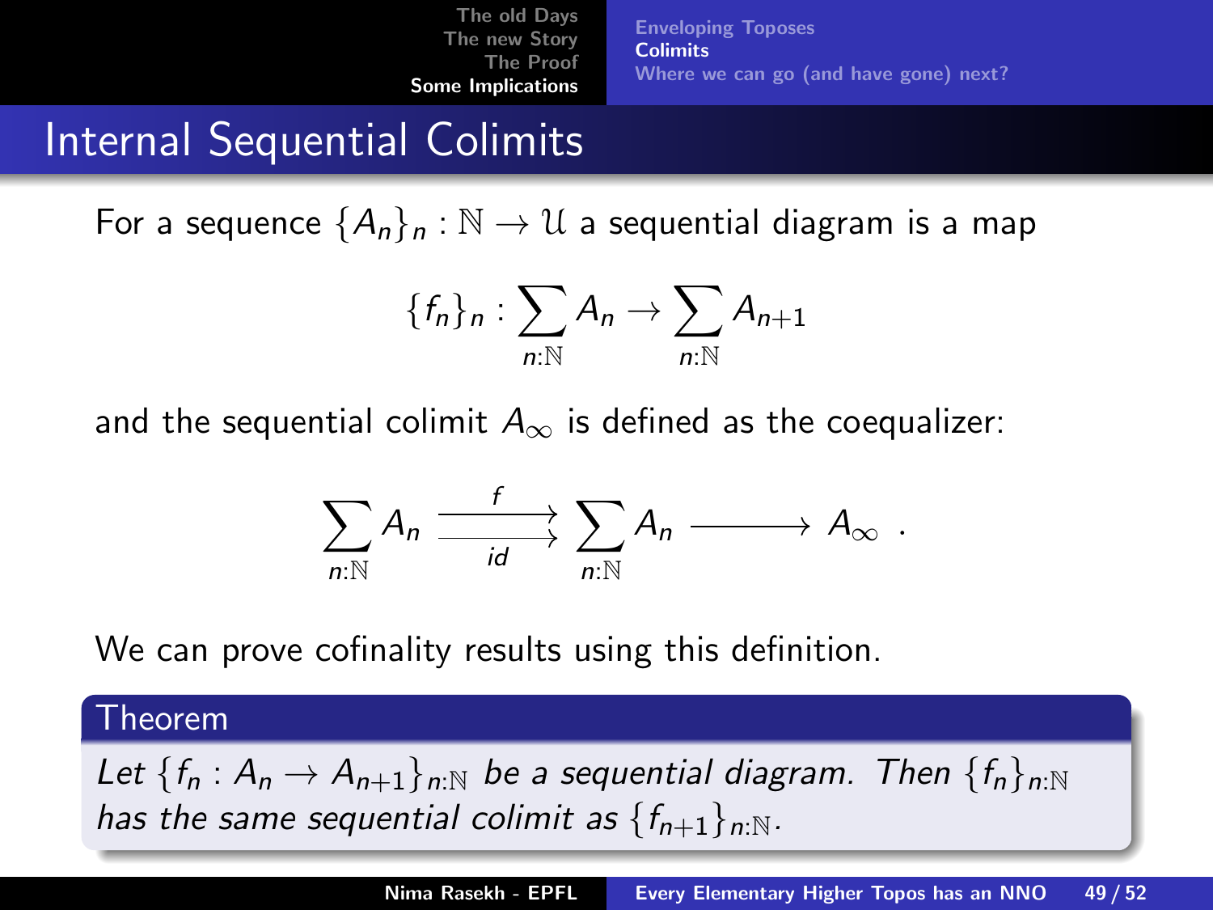# Internal Sequential Colimits

For a sequence $\{A_n\}_n : \mathbb{N} \to \mathcal{U}$ a sequential diagram is a map

$$\{f_n\}_n : \sum_{n:\mathbb{N}} A_n \to \sum_{n:\mathbb{N}} A_{n+1}$$

and the sequential colimit $A_\infty$ is defined as the coequalizer:

$$\sum_{n:\mathbb{N}} A_n \underset{id}{\overset{f}{\rightrightarrows}} \sum_{n:\mathbb{N}} A_n \longrightarrow A_\infty \ .$$

We can prove cofinality results using this definition.

**Theorem**

*Let $\{f_n : A_n \to A_{n+1}\}_{n:\mathbb{N}}$ be a sequential diagram. Then $\{f_n\}_{n:\mathbb{N}}$ has the same sequential colimit as $\{f_{n+1}\}_{n:\mathbb{N}}$.*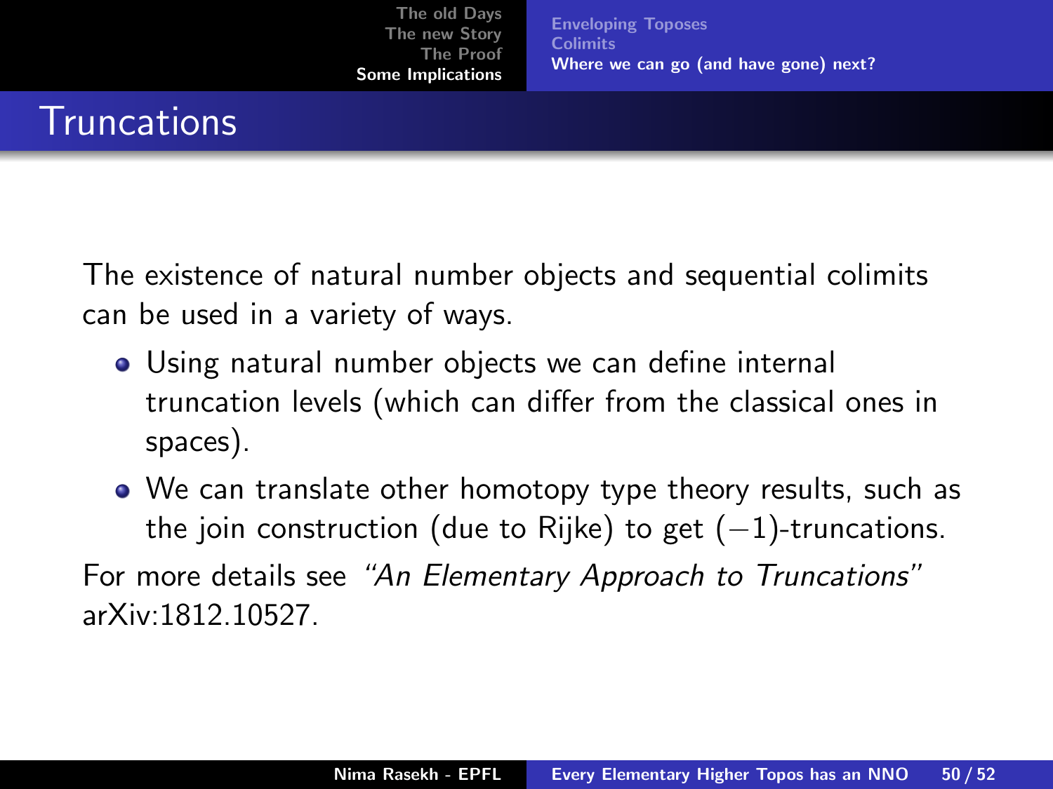# Truncations

The existence of natural number objects and sequential colimits can be used in a variety of ways.

- Using natural number objects we can define internal truncation levels (which can differ from the classical ones in spaces).
- We can translate other homotopy type theory results, such as the join construction (due to Rijke) to get $(-1)$-truncations.

For more details see *"An Elementary Approach to Truncations"* arXiv:1812.10527.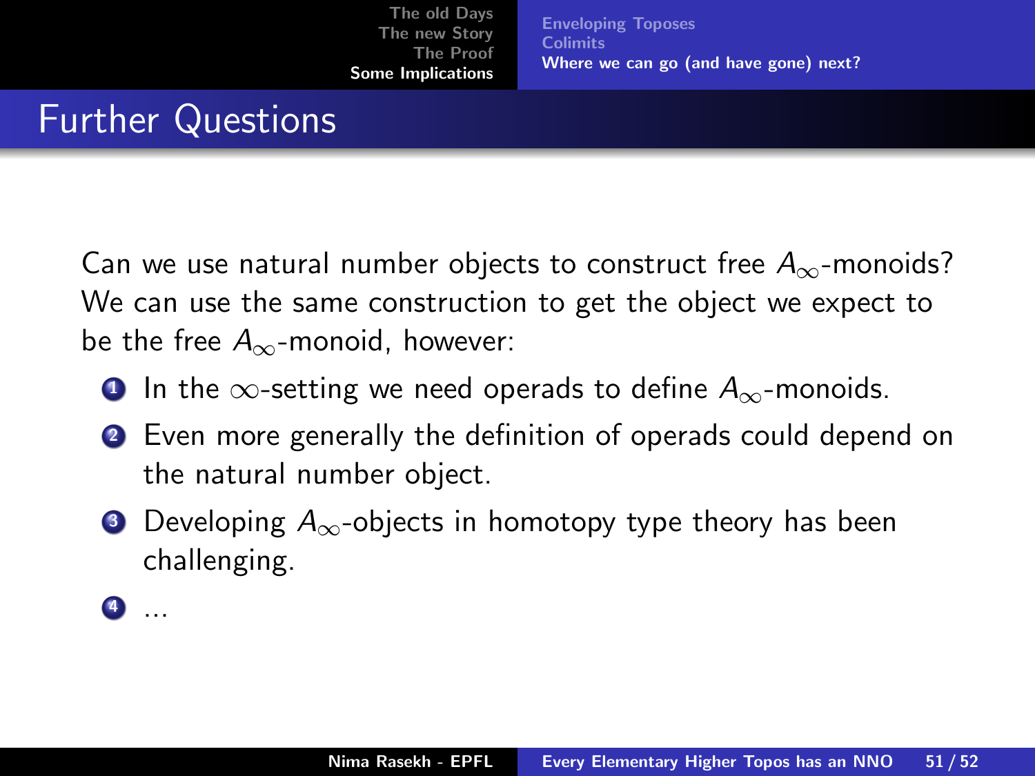# Further Questions

Can we use natural number objects to construct free $A_\infty$-monoids? We can use the same construction to get the object we expect to be the free $A_\infty$-monoid, however:

1. In the $\infty$-setting we need operads to define $A_\infty$-monoids.
2. Even more generally the definition of operads could depend on the natural number object.
3. Developing $A_\infty$-objects in homotopy type theory has been challenging.
4. ...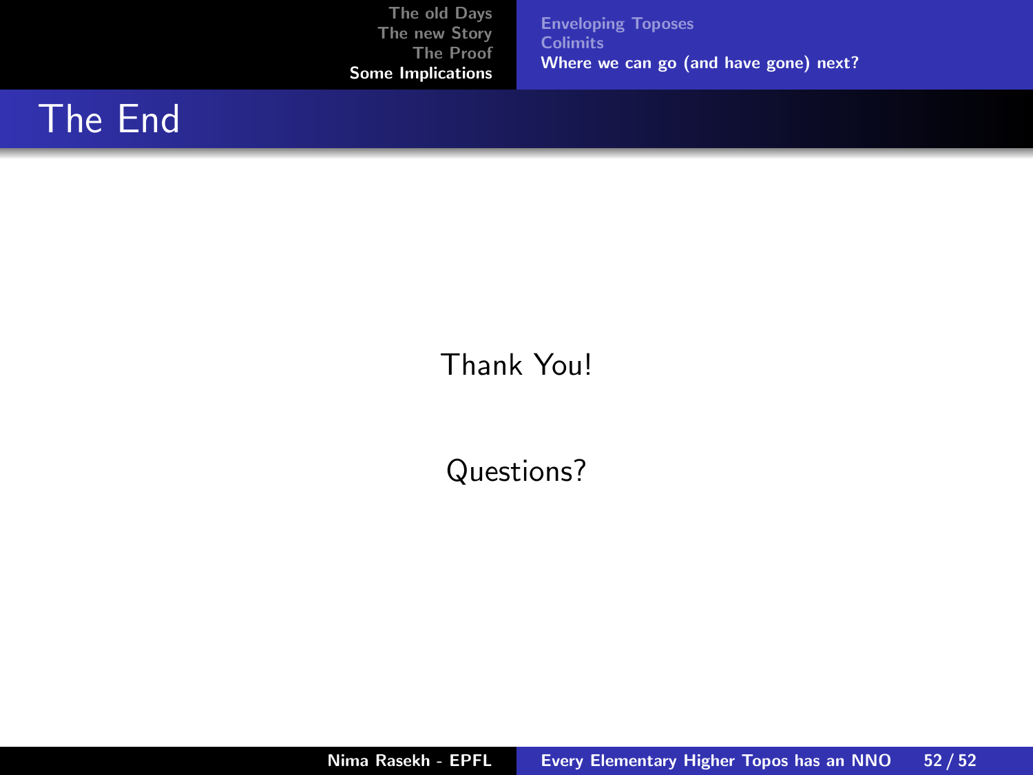## The End

Thank You!

Questions?